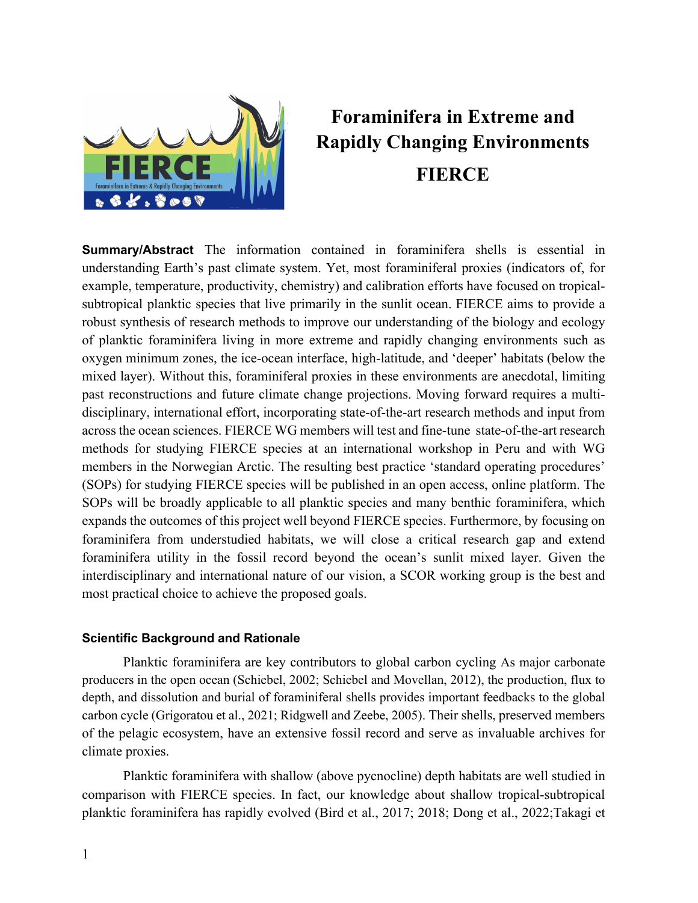# Foraminifera in Extreme and Rapidly Changing Environments

# FIERCE

**Summary/Abstract** The information contained in foraminifera shells is essential in understanding Earth's past climate system. Yet, most foraminiferal proxies (indicators of, for example, temperature, productivity, chemistry) and calibration efforts have focused on tropical-subtropical planktic species that live primarily in the sunlit ocean. FIERCE aims to provide a robust synthesis of research methods to improve our understanding of the biology and ecology of planktic foraminifera living in more extreme and rapidly changing environments such as oxygen minimum zones, the ice-ocean interface, high-latitude, and 'deeper' habitats (below the mixed layer). Without this, foraminiferal proxies in these environments are anecdotal, limiting past reconstructions and future climate change projections. Moving forward requires a multi-disciplinary, international effort, incorporating state-of-the-art research methods and input from across the ocean sciences. FIERCE WG members will test and fine-tune state-of-the-art research methods for studying FIERCE species at an international workshop in Peru and with WG members in the Norwegian Arctic. The resulting best practice 'standard operating procedures' (SOPs) for studying FIERCE species will be published in an open access, online platform. The SOPs will be broadly applicable to all planktic species and many benthic foraminifera, which expands the outcomes of this project well beyond FIERCE species. Furthermore, by focusing on foraminifera from understudied habitats, we will close a critical research gap and extend foraminifera utility in the fossil record beyond the ocean's sunlit mixed layer. Given the interdisciplinary and international nature of our vision, a SCOR working group is the best and most practical choice to achieve the proposed goals.

### Scientific Background and Rationale

Planktic foraminifera are key contributors to global carbon cycling As major carbonate producers in the open ocean (Schiebel, 2002; Schiebel and Movellan, 2012), the production, flux to depth, and dissolution and burial of foraminiferal shells provides important feedbacks to the global carbon cycle (Grigoratou et al., 2021; Ridgwell and Zeebe, 2005). Their shells, preserved members of the pelagic ecosystem, have an extensive fossil record and serve as invaluable archives for climate proxies.

Planktic foraminifera with shallow (above pycnocline) depth habitats are well studied in comparison with FIERCE species. In fact, our knowledge about shallow tropical-subtropical planktic foraminifera has rapidly evolved (Bird et al., 2017; 2018; Dong et al., 2022;Takagi et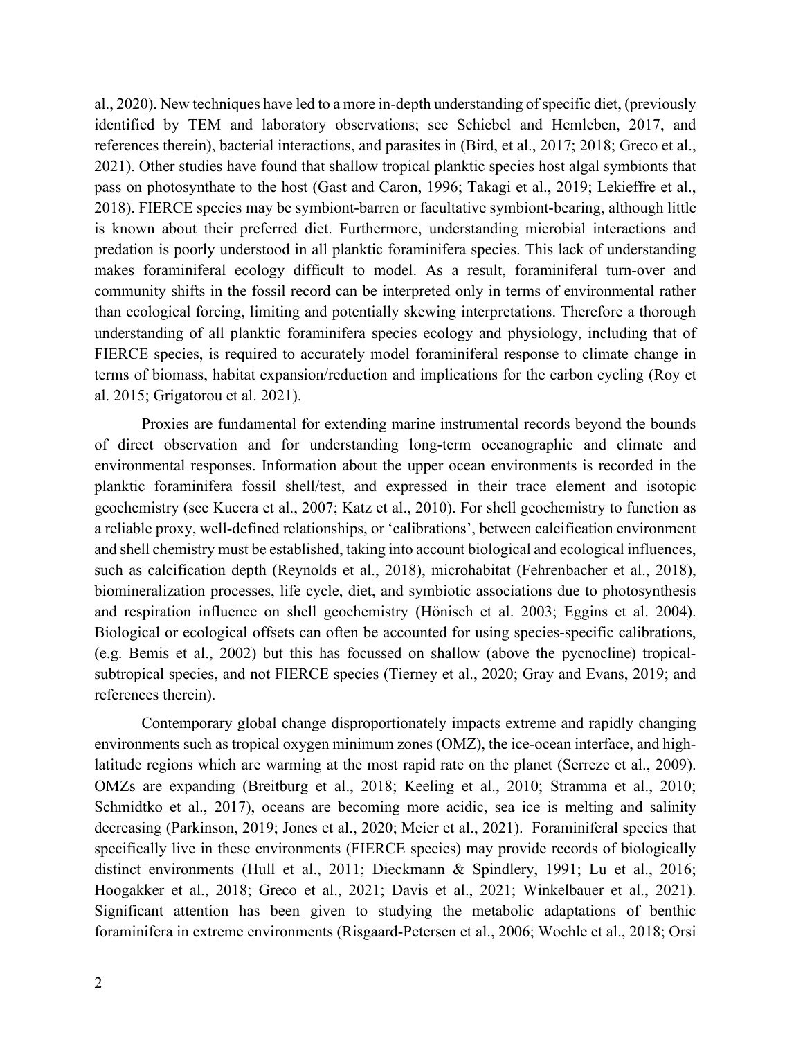al., 2020). New techniques have led to a more in-depth understanding of specific diet, (previously identified by TEM and laboratory observations; see Schiebel and Hemleben, 2017, and references therein), bacterial interactions, and parasites in (Bird, et al., 2017; 2018; Greco et al., 2021). Other studies have found that shallow tropical planktic species host algal symbionts that pass on photosynthate to the host (Gast and Caron, 1996; Takagi et al., 2019; Lekieffre et al., 2018). FIERCE species may be symbiont-barren or facultative symbiont-bearing, although little is known about their preferred diet. Furthermore, understanding microbial interactions and predation is poorly understood in all planktic foraminifera species. This lack of understanding makes foraminiferal ecology difficult to model. As a result, foraminiferal turn-over and community shifts in the fossil record can be interpreted only in terms of environmental rather than ecological forcing, limiting and potentially skewing interpretations. Therefore a thorough understanding of all planktic foraminifera species ecology and physiology, including that of FIERCE species, is required to accurately model foraminiferal response to climate change in terms of biomass, habitat expansion/reduction and implications for the carbon cycling (Roy et al. 2015; Grigatorou et al. 2021).

Proxies are fundamental for extending marine instrumental records beyond the bounds of direct observation and for understanding long-term oceanographic and climate and environmental responses. Information about the upper ocean environments is recorded in the planktic foraminifera fossil shell/test, and expressed in their trace element and isotopic geochemistry (see Kucera et al., 2007; Katz et al., 2010). For shell geochemistry to function as a reliable proxy, well-defined relationships, or 'calibrations', between calcification environment and shell chemistry must be established, taking into account biological and ecological influences, such as calcification depth (Reynolds et al., 2018), microhabitat (Fehrenbacher et al., 2018), biomineralization processes, life cycle, diet, and symbiotic associations due to photosynthesis and respiration influence on shell geochemistry (Hönisch et al. 2003; Eggins et al. 2004). Biological or ecological offsets can often be accounted for using species-specific calibrations, (e.g. Bemis et al., 2002) but this has focussed on shallow (above the pycnocline) tropical-subtropical species, and not FIERCE species (Tierney et al., 2020; Gray and Evans, 2019; and references therein).

Contemporary global change disproportionately impacts extreme and rapidly changing environments such as tropical oxygen minimum zones (OMZ), the ice-ocean interface, and high-latitude regions which are warming at the most rapid rate on the planet (Serreze et al., 2009). OMZs are expanding (Breitburg et al., 2018; Keeling et al., 2010; Stramma et al., 2010; Schmidtko et al., 2017), oceans are becoming more acidic, sea ice is melting and salinity decreasing (Parkinson, 2019; Jones et al., 2020; Meier et al., 2021). Foraminiferal species that specifically live in these environments (FIERCE species) may provide records of biologically distinct environments (Hull et al., 2011; Dieckmann & Spindlery, 1991; Lu et al., 2016; Hoogakker et al., 2018; Greco et al., 2021; Davis et al., 2021; Winkelbauer et al., 2021). Significant attention has been given to studying the metabolic adaptations of benthic foraminifera in extreme environments (Risgaard-Petersen et al., 2006; Woehle et al., 2018; Orsi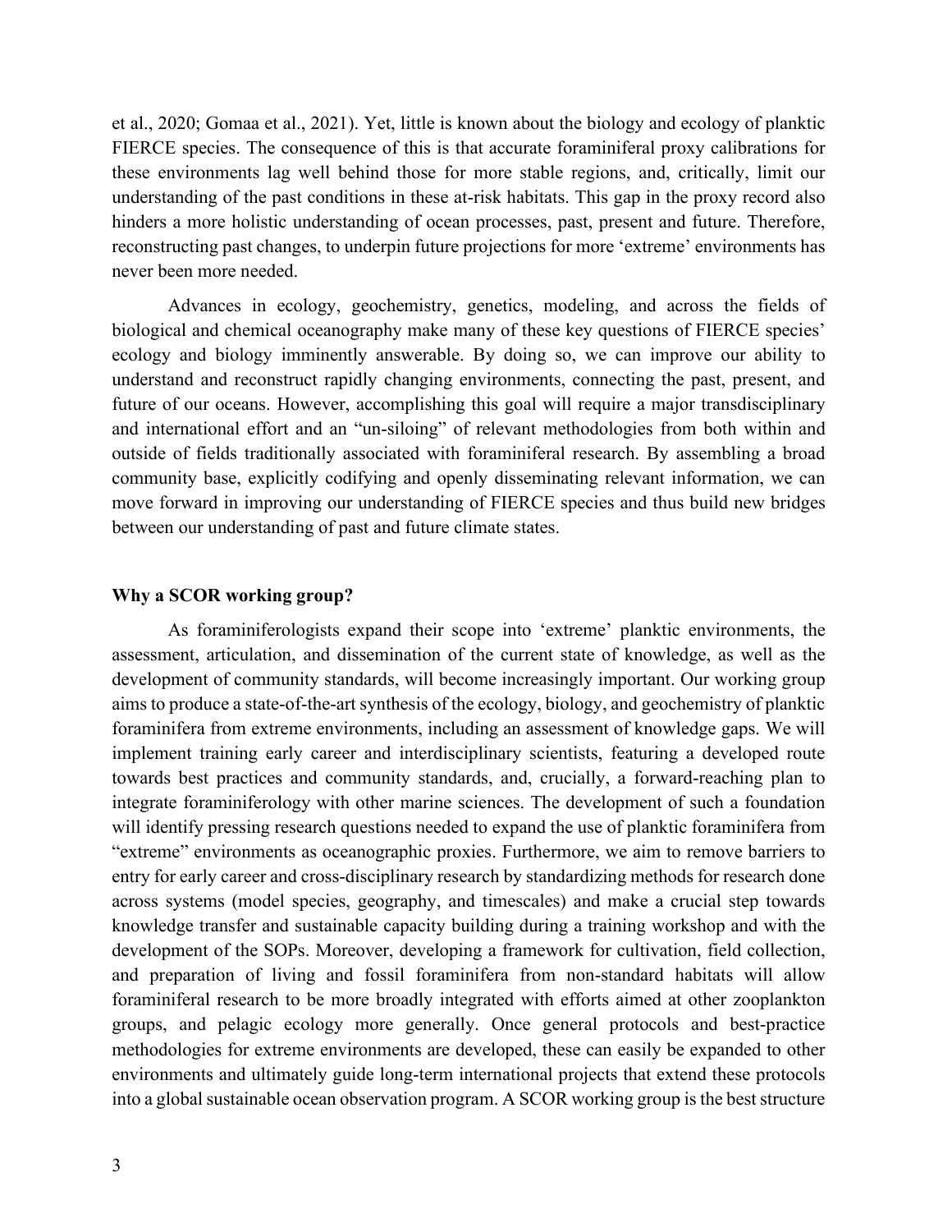et al., 2020; Gomaa et al., 2021). Yet, little is known about the biology and ecology of planktic FIERCE species. The consequence of this is that accurate foraminiferal proxy calibrations for these environments lag well behind those for more stable regions, and, critically, limit our understanding of the past conditions in these at-risk habitats. This gap in the proxy record also hinders a more holistic understanding of ocean processes, past, present and future. Therefore, reconstructing past changes, to underpin future projections for more 'extreme' environments has never been more needed.

Advances in ecology, geochemistry, genetics, modeling, and across the fields of biological and chemical oceanography make many of these key questions of FIERCE species' ecology and biology imminently answerable. By doing so, we can improve our ability to understand and reconstruct rapidly changing environments, connecting the past, present, and future of our oceans. However, accomplishing this goal will require a major transdisciplinary and international effort and an "un-siloing" of relevant methodologies from both within and outside of fields traditionally associated with foraminiferal research. By assembling a broad community base, explicitly codifying and openly disseminating relevant information, we can move forward in improving our understanding of FIERCE species and thus build new bridges between our understanding of past and future climate states.

**Why a SCOR working group?**

As foraminiferologists expand their scope into 'extreme' planktic environments, the assessment, articulation, and dissemination of the current state of knowledge, as well as the development of community standards, will become increasingly important. Our working group aims to produce a state-of-the-art synthesis of the ecology, biology, and geochemistry of planktic foraminifera from extreme environments, including an assessment of knowledge gaps. We will implement training early career and interdisciplinary scientists, featuring a developed route towards best practices and community standards, and, crucially, a forward-reaching plan to integrate foraminiferology with other marine sciences. The development of such a foundation will identify pressing research questions needed to expand the use of planktic foraminifera from "extreme" environments as oceanographic proxies. Furthermore, we aim to remove barriers to entry for early career and cross-disciplinary research by standardizing methods for research done across systems (model species, geography, and timescales) and make a crucial step towards knowledge transfer and sustainable capacity building during a training workshop and with the development of the SOPs. Moreover, developing a framework for cultivation, field collection, and preparation of living and fossil foraminifera from non-standard habitats will allow foraminiferal research to be more broadly integrated with efforts aimed at other zooplankton groups, and pelagic ecology more generally. Once general protocols and best-practice methodologies for extreme environments are developed, these can easily be expanded to other environments and ultimately guide long-term international projects that extend these protocols into a global sustainable ocean observation program. A SCOR working group is the best structure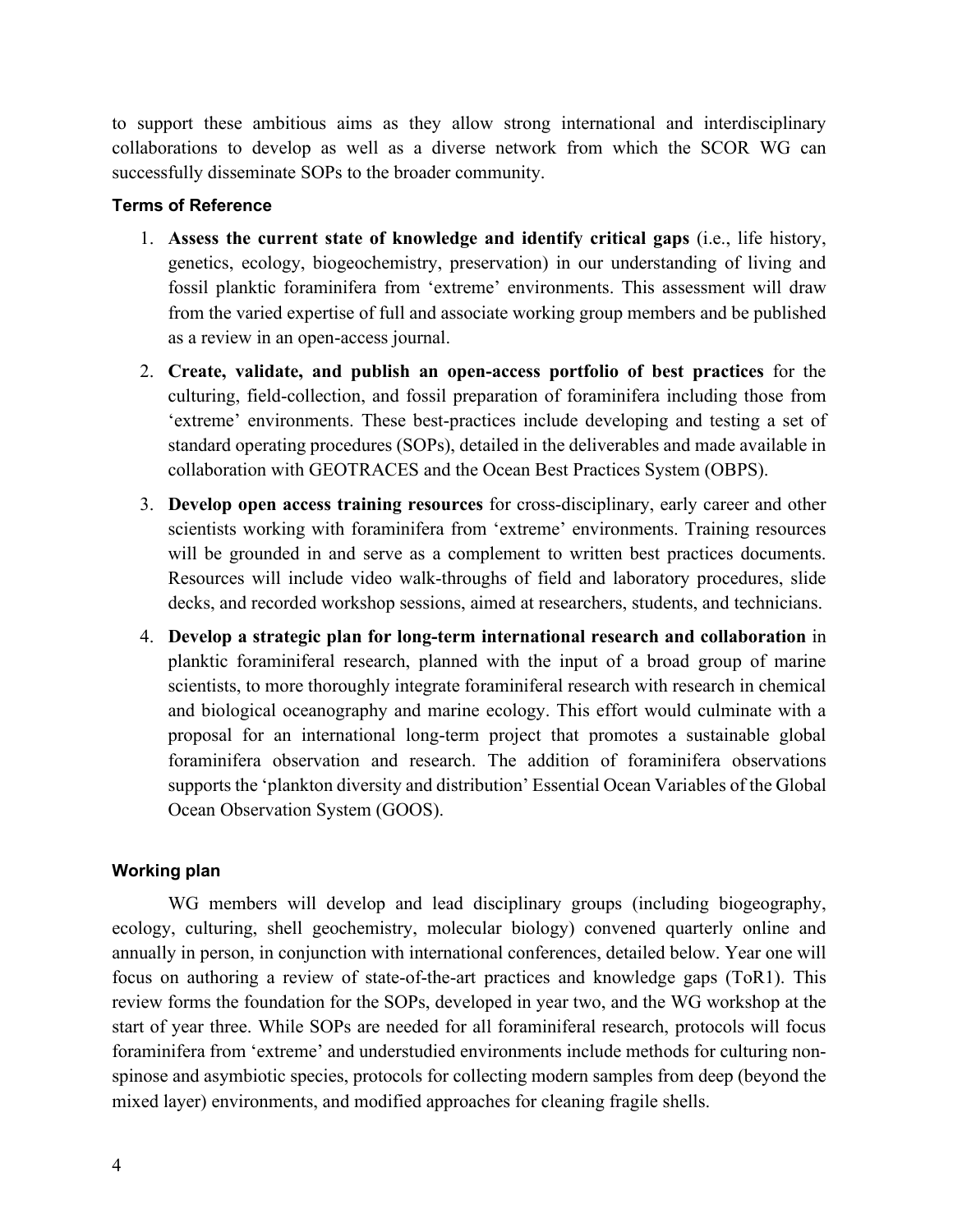to support these ambitious aims as they allow strong international and interdisciplinary collaborations to develop as well as a diverse network from which the SCOR WG can successfully disseminate SOPs to the broader community.

#### Terms of Reference

1. **Assess the current state of knowledge and identify critical gaps** (i.e., life history, genetics, ecology, biogeochemistry, preservation) in our understanding of living and fossil planktic foraminifera from 'extreme' environments. This assessment will draw from the varied expertise of full and associate working group members and be published as a review in an open-access journal.
2. **Create, validate, and publish an open-access portfolio of best practices** for the culturing, field-collection, and fossil preparation of foraminifera including those from 'extreme' environments. These best-practices include developing and testing a set of standard operating procedures (SOPs), detailed in the deliverables and made available in collaboration with GEOTRACES and the Ocean Best Practices System (OBPS).
3. **Develop open access training resources** for cross-disciplinary, early career and other scientists working with foraminifera from 'extreme' environments. Training resources will be grounded in and serve as a complement to written best practices documents. Resources will include video walk-throughs of field and laboratory procedures, slide decks, and recorded workshop sessions, aimed at researchers, students, and technicians.
4. **Develop a strategic plan for long-term international research and collaboration** in planktic foraminiferal research, planned with the input of a broad group of marine scientists, to more thoroughly integrate foraminiferal research with research in chemical and biological oceanography and marine ecology. This effort would culminate with a proposal for an international long-term project that promotes a sustainable global foraminifera observation and research. The addition of foraminifera observations supports the 'plankton diversity and distribution' Essential Ocean Variables of the Global Ocean Observation System (GOOS).

#### Working plan

WG members will develop and lead disciplinary groups (including biogeography, ecology, culturing, shell geochemistry, molecular biology) convened quarterly online and annually in person, in conjunction with international conferences, detailed below. Year one will focus on authoring a review of state-of-the-art practices and knowledge gaps (ToR1). This review forms the foundation for the SOPs, developed in year two, and the WG workshop at the start of year three. While SOPs are needed for all foraminiferal research, protocols will focus foraminifera from 'extreme' and understudied environments include methods for culturing non-spinose and asymbiotic species, protocols for collecting modern samples from deep (beyond the mixed layer) environments, and modified approaches for cleaning fragile shells.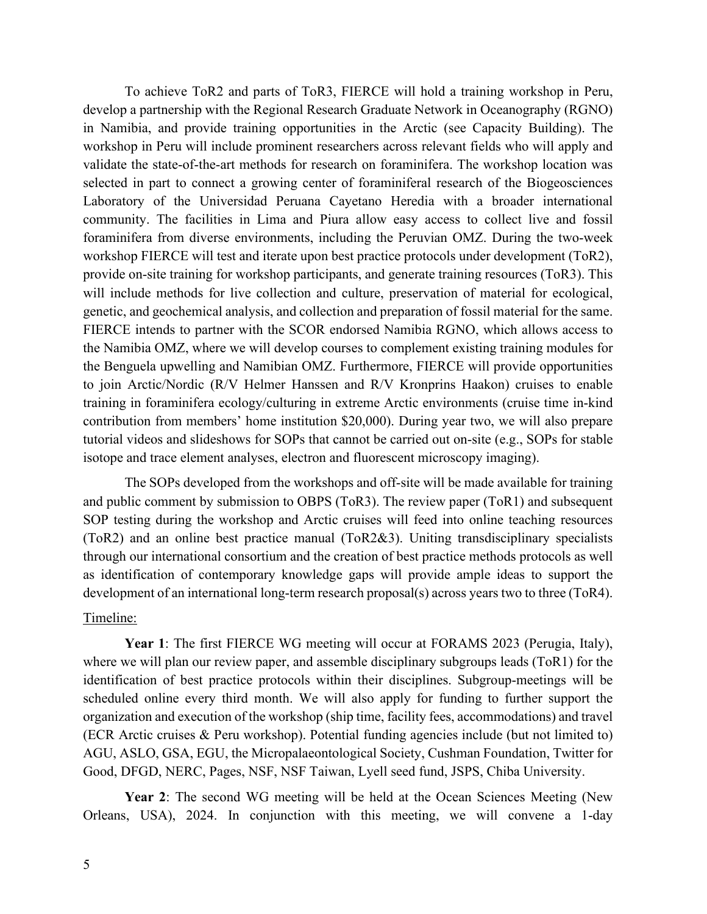To achieve ToR2 and parts of ToR3, FIERCE will hold a training workshop in Peru, develop a partnership with the Regional Research Graduate Network in Oceanography (RGNO) in Namibia, and provide training opportunities in the Arctic (see Capacity Building). The workshop in Peru will include prominent researchers across relevant fields who will apply and validate the state-of-the-art methods for research on foraminifera. The workshop location was selected in part to connect a growing center of foraminiferal research of the Biogeosciences Laboratory of the Universidad Peruana Cayetano Heredia with a broader international community. The facilities in Lima and Piura allow easy access to collect live and fossil foraminifera from diverse environments, including the Peruvian OMZ. During the two-week workshop FIERCE will test and iterate upon best practice protocols under development (ToR2), provide on-site training for workshop participants, and generate training resources (ToR3). This will include methods for live collection and culture, preservation of material for ecological, genetic, and geochemical analysis, and collection and preparation of fossil material for the same. FIERCE intends to partner with the SCOR endorsed Namibia RGNO, which allows access to the Namibia OMZ, where we will develop courses to complement existing training modules for the Benguela upwelling and Namibian OMZ. Furthermore, FIERCE will provide opportunities to join Arctic/Nordic (R/V Helmer Hanssen and R/V Kronprins Haakon) cruises to enable training in foraminifera ecology/culturing in extreme Arctic environments (cruise time in-kind contribution from members' home institution $20,000). During year two, we will also prepare tutorial videos and slideshows for SOPs that cannot be carried out on-site (e.g., SOPs for stable isotope and trace element analyses, electron and fluorescent microscopy imaging).

The SOPs developed from the workshops and off-site will be made available for training and public comment by submission to OBPS (ToR3). The review paper (ToR1) and subsequent SOP testing during the workshop and Arctic cruises will feed into online teaching resources (ToR2) and an online best practice manual (ToR2&3). Uniting transdisciplinary specialists through our international consortium and the creation of best practice methods protocols as well as identification of contemporary knowledge gaps will provide ample ideas to support the development of an international long-term research proposal(s) across years two to three (ToR4).

Timeline:

**Year 1**: The first FIERCE WG meeting will occur at FORAMS 2023 (Perugia, Italy), where we will plan our review paper, and assemble disciplinary subgroups leads (ToR1) for the identification of best practice protocols within their disciplines. Subgroup-meetings will be scheduled online every third month. We will also apply for funding to further support the organization and execution of the workshop (ship time, facility fees, accommodations) and travel (ECR Arctic cruises & Peru workshop). Potential funding agencies include (but not limited to) AGU, ASLO, GSA, EGU, the Micropalaeontological Society, Cushman Foundation, Twitter for Good, DFGD, NERC, Pages, NSF, NSF Taiwan, Lyell seed fund, JSPS, Chiba University.

**Year 2**: The second WG meeting will be held at the Ocean Sciences Meeting (New Orleans, USA), 2024. In conjunction with this meeting, we will convene a 1-day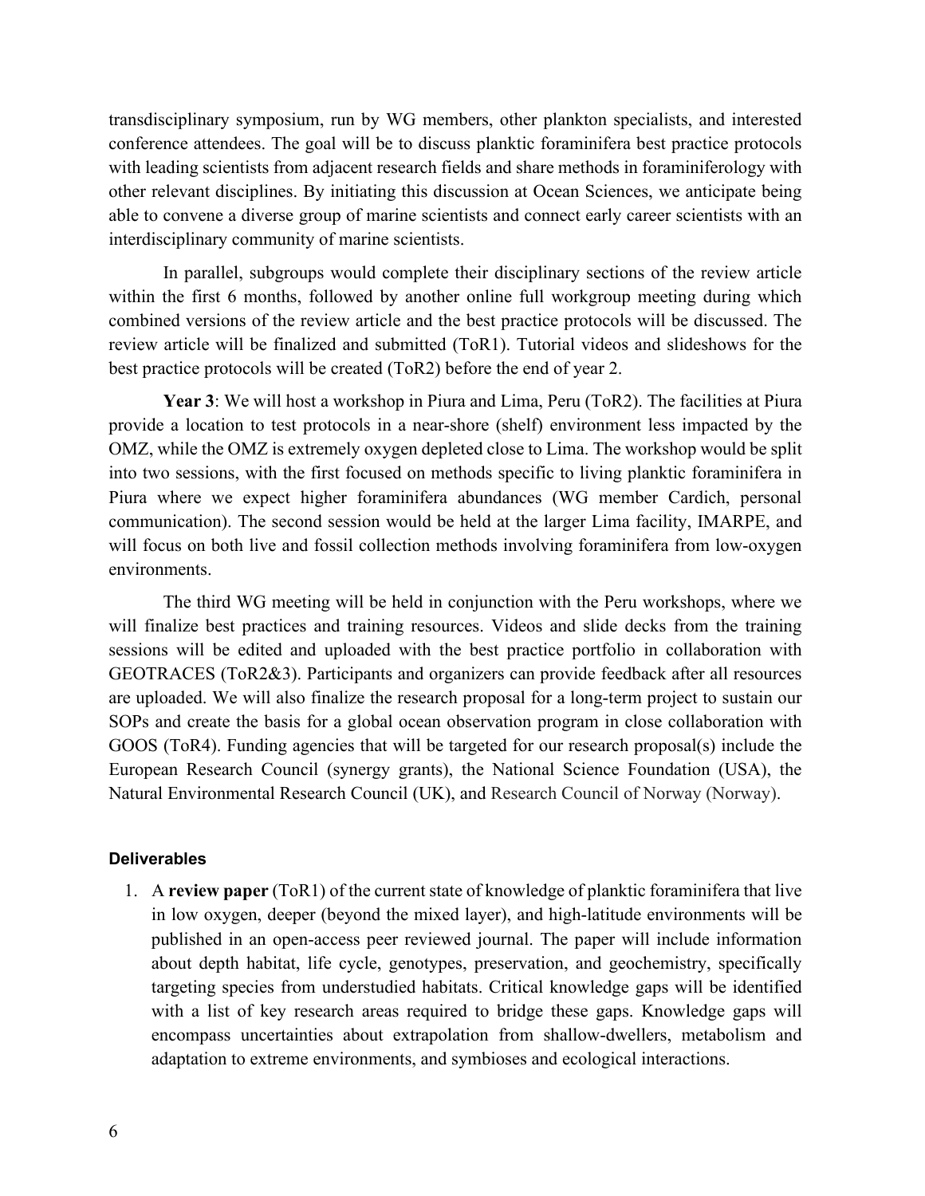transdisciplinary symposium, run by WG members, other plankton specialists, and interested conference attendees. The goal will be to discuss planktic foraminifera best practice protocols with leading scientists from adjacent research fields and share methods in foraminiferology with other relevant disciplines. By initiating this discussion at Ocean Sciences, we anticipate being able to convene a diverse group of marine scientists and connect early career scientists with an interdisciplinary community of marine scientists.

In parallel, subgroups would complete their disciplinary sections of the review article within the first 6 months, followed by another online full workgroup meeting during which combined versions of the review article and the best practice protocols will be discussed. The review article will be finalized and submitted (ToR1). Tutorial videos and slideshows for the best practice protocols will be created (ToR2) before the end of year 2.

**Year 3**: We will host a workshop in Piura and Lima, Peru (ToR2). The facilities at Piura provide a location to test protocols in a near-shore (shelf) environment less impacted by the OMZ, while the OMZ is extremely oxygen depleted close to Lima. The workshop would be split into two sessions, with the first focused on methods specific to living planktic foraminifera in Piura where we expect higher foraminifera abundances (WG member Cardich, personal communication). The second session would be held at the larger Lima facility, IMARPE, and will focus on both live and fossil collection methods involving foraminifera from low-oxygen environments.

The third WG meeting will be held in conjunction with the Peru workshops, where we will finalize best practices and training resources. Videos and slide decks from the training sessions will be edited and uploaded with the best practice portfolio in collaboration with GEOTRACES (ToR2&3). Participants and organizers can provide feedback after all resources are uploaded. We will also finalize the research proposal for a long-term project to sustain our SOPs and create the basis for a global ocean observation program in close collaboration with GOOS (ToR4). Funding agencies that will be targeted for our research proposal(s) include the European Research Council (synergy grants), the National Science Foundation (USA), the Natural Environmental Research Council (UK), and Research Council of Norway (Norway).

#### Deliverables

1. A **review paper** (ToR1) of the current state of knowledge of planktic foraminifera that live in low oxygen, deeper (beyond the mixed layer), and high-latitude environments will be published in an open-access peer reviewed journal. The paper will include information about depth habitat, life cycle, genotypes, preservation, and geochemistry, specifically targeting species from understudied habitats. Critical knowledge gaps will be identified with a list of key research areas required to bridge these gaps. Knowledge gaps will encompass uncertainties about extrapolation from shallow-dwellers, metabolism and adaptation to extreme environments, and symbioses and ecological interactions.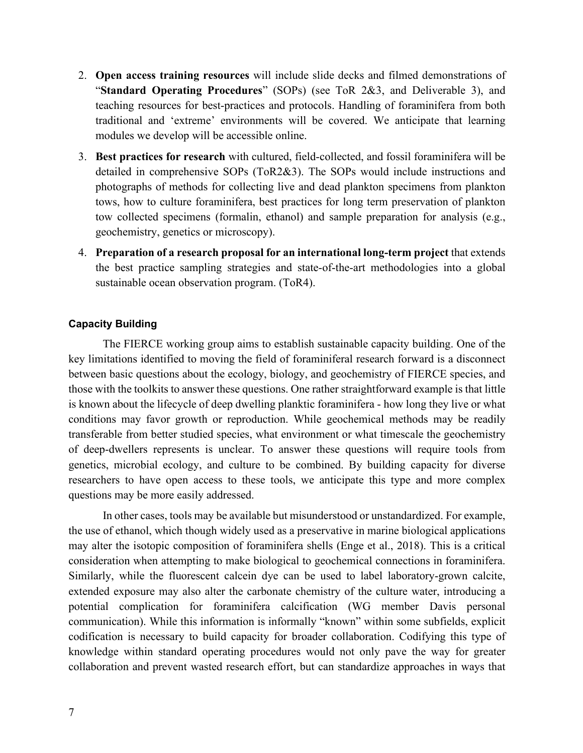2. **Open access training resources** will include slide decks and filmed demonstrations of "**Standard Operating Procedures**" (SOPs) (see ToR 2&3, and Deliverable 3), and teaching resources for best-practices and protocols. Handling of foraminifera from both traditional and 'extreme' environments will be covered. We anticipate that learning modules we develop will be accessible online.
3. **Best practices for research** with cultured, field-collected, and fossil foraminifera will be detailed in comprehensive SOPs (ToR2&3). The SOPs would include instructions and photographs of methods for collecting live and dead plankton specimens from plankton tows, how to culture foraminifera, best practices for long term preservation of plankton tow collected specimens (formalin, ethanol) and sample preparation for analysis (e.g., geochemistry, genetics or microscopy).
4. **Preparation of a research proposal for an international long-term project** that extends the best practice sampling strategies and state-of-the-art methodologies into a global sustainable ocean observation program. (ToR4).

### Capacity Building

The FIERCE working group aims to establish sustainable capacity building. One of the key limitations identified to moving the field of foraminiferal research forward is a disconnect between basic questions about the ecology, biology, and geochemistry of FIERCE species, and those with the toolkits to answer these questions. One rather straightforward example is that little is known about the lifecycle of deep dwelling planktic foraminifera - how long they live or what conditions may favor growth or reproduction. While geochemical methods may be readily transferable from better studied species, what environment or what timescale the geochemistry of deep-dwellers represents is unclear. To answer these questions will require tools from genetics, microbial ecology, and culture to be combined. By building capacity for diverse researchers to have open access to these tools, we anticipate this type and more complex questions may be more easily addressed.

In other cases, tools may be available but misunderstood or unstandardized. For example, the use of ethanol, which though widely used as a preservative in marine biological applications may alter the isotopic composition of foraminifera shells (Enge et al., 2018). This is a critical consideration when attempting to make biological to geochemical connections in foraminifera. Similarly, while the fluorescent calcein dye can be used to label laboratory-grown calcite, extended exposure may also alter the carbonate chemistry of the culture water, introducing a potential complication for foraminifera calcification (WG member Davis personal communication). While this information is informally "known" within some subfields, explicit codification is necessary to build capacity for broader collaboration. Codifying this type of knowledge within standard operating procedures would not only pave the way for greater collaboration and prevent wasted research effort, but can standardize approaches in ways that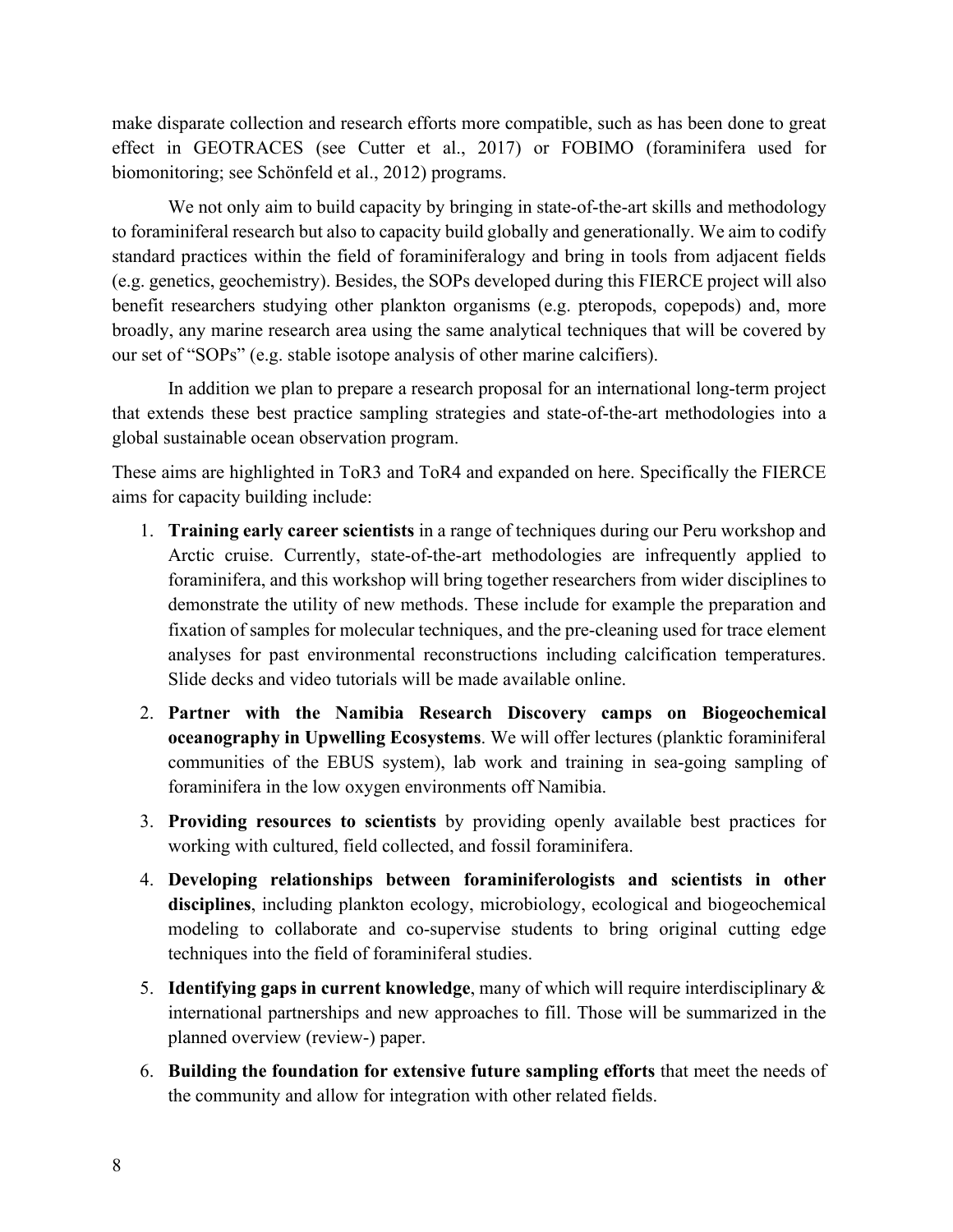make disparate collection and research efforts more compatible, such as has been done to great effect in GEOTRACES (see Cutter et al., 2017) or FOBIMO (foraminifera used for biomonitoring; see Schönfeld et al., 2012) programs.

We not only aim to build capacity by bringing in state-of-the-art skills and methodology to foraminiferal research but also to capacity build globally and generationally. We aim to codify standard practices within the field of foraminiferalogy and bring in tools from adjacent fields (e.g. genetics, geochemistry). Besides, the SOPs developed during this FIERCE project will also benefit researchers studying other plankton organisms (e.g. pteropods, copepods) and, more broadly, any marine research area using the same analytical techniques that will be covered by our set of "SOPs" (e.g. stable isotope analysis of other marine calcifiers).

In addition we plan to prepare a research proposal for an international long-term project that extends these best practice sampling strategies and state-of-the-art methodologies into a global sustainable ocean observation program.

These aims are highlighted in ToR3 and ToR4 and expanded on here. Specifically the FIERCE aims for capacity building include:

1. **Training early career scientists** in a range of techniques during our Peru workshop and Arctic cruise. Currently, state-of-the-art methodologies are infrequently applied to foraminifera, and this workshop will bring together researchers from wider disciplines to demonstrate the utility of new methods. These include for example the preparation and fixation of samples for molecular techniques, and the pre-cleaning used for trace element analyses for past environmental reconstructions including calcification temperatures. Slide decks and video tutorials will be made available online.
2. **Partner with the Namibia Research Discovery camps on Biogeochemical oceanography in Upwelling Ecosystems**. We will offer lectures (planktic foraminiferal communities of the EBUS system), lab work and training in sea-going sampling of foraminifera in the low oxygen environments off Namibia.
3. **Providing resources to scientists** by providing openly available best practices for working with cultured, field collected, and fossil foraminifera.
4. **Developing relationships between foraminiferologists and scientists in other disciplines**, including plankton ecology, microbiology, ecological and biogeochemical modeling to collaborate and co-supervise students to bring original cutting edge techniques into the field of foraminiferal studies.
5. **Identifying gaps in current knowledge**, many of which will require interdisciplinary & international partnerships and new approaches to fill. Those will be summarized in the planned overview (review-) paper.
6. **Building the foundation for extensive future sampling efforts** that meet the needs of the community and allow for integration with other related fields.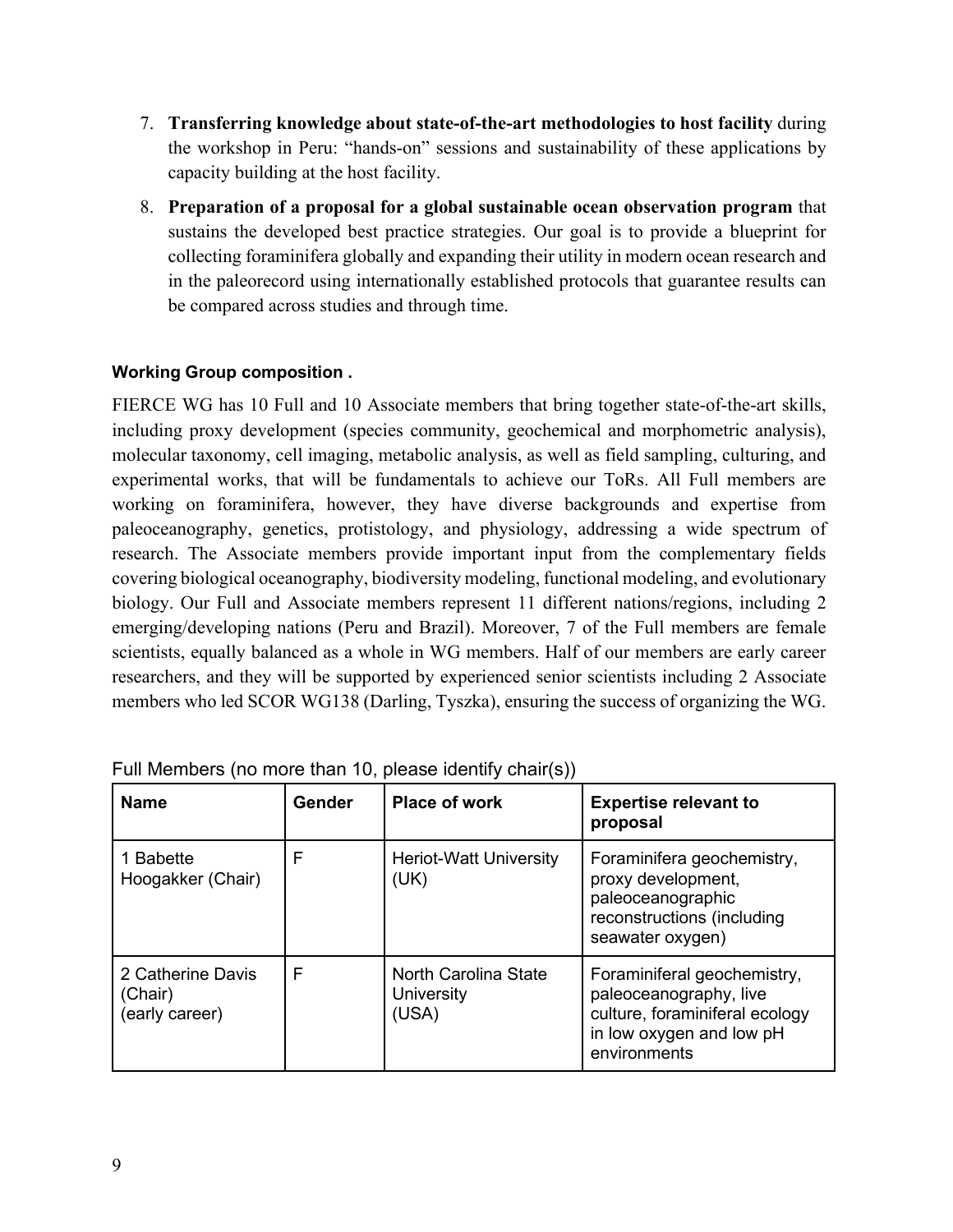7. **Transferring knowledge about state-of-the-art methodologies to host facility** during the workshop in Peru: "hands-on" sessions and sustainability of these applications by capacity building at the host facility.

8. **Preparation of a proposal for a global sustainable ocean observation program** that sustains the developed best practice strategies. Our goal is to provide a blueprint for collecting foraminifera globally and expanding their utility in modern ocean research and in the paleorecord using internationally established protocols that guarantee results can be compared across studies and through time.

**Working Group composition .**

FIERCE WG has 10 Full and 10 Associate members that bring together state-of-the-art skills, including proxy development (species community, geochemical and morphometric analysis), molecular taxonomy, cell imaging, metabolic analysis, as well as field sampling, culturing, and experimental works, that will be fundamentals to achieve our ToRs. All Full members are working on foraminifera, however, they have diverse backgrounds and expertise from paleoceanography, genetics, protistology, and physiology, addressing a wide spectrum of research. The Associate members provide important input from the complementary fields covering biological oceanography, biodiversity modeling, functional modeling, and evolutionary biology. Our Full and Associate members represent 11 different nations/regions, including 2 emerging/developing nations (Peru and Brazil). Moreover, 7 of the Full members are female scientists, equally balanced as a whole in WG members. Half of our members are early career researchers, and they will be supported by experienced senior scientists including 2 Associate members who led SCOR WG138 (Darling, Tyszka), ensuring the success of organizing the WG.

Full Members (no more than 10, please identify chair(s))

| Name | Gender | Place of work | Expertise relevant to proposal |
|---|---|---|---|
| 1 Babette Hoogakker (Chair) | F | Heriot-Watt University (UK) | Foraminifera geochemistry, proxy development, paleoceanographic reconstructions (including seawater oxygen) |
| 2 Catherine Davis (Chair) (early career) | F | North Carolina State University (USA) | Foraminiferal geochemistry, paleoceanography, live culture, foraminiferal ecology in low oxygen and low pH environments |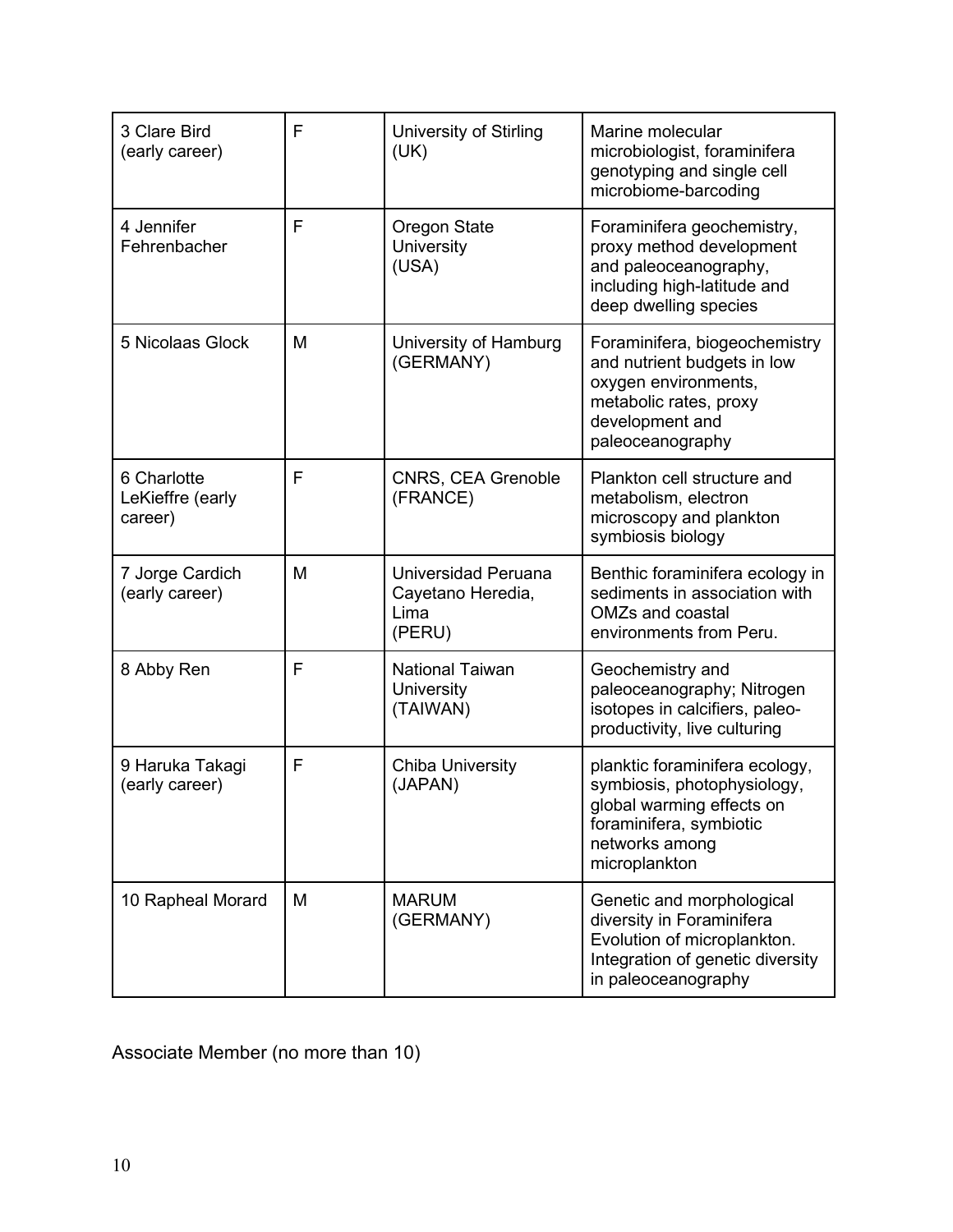| | | | |
|---|---|---|---|
| 3 Clare Bird (early career) | F | University of Stirling (UK) | Marine molecular microbiologist, foraminifera genotyping and single cell microbiome-barcoding |
| 4 Jennifer Fehrenbacher | F | Oregon State University (USA) | Foraminifera geochemistry, proxy method development and paleoceanography, including high-latitude and deep dwelling species |
| 5 Nicolaas Glock | M | University of Hamburg (GERMANY) | Foraminifera, biogeochemistry and nutrient budgets in low oxygen environments, metabolic rates, proxy development and paleoceanography |
| 6 Charlotte LeKieffre (early career) | F | CNRS, CEA Grenoble (FRANCE) | Plankton cell structure and metabolism, electron microscopy and plankton symbiosis biology |
| 7 Jorge Cardich (early career) | M | Universidad Peruana Cayetano Heredia, Lima (PERU) | Benthic foraminifera ecology in sediments in association with OMZs and coastal environments from Peru. |
| 8 Abby Ren | F | National Taiwan University (TAIWAN) | Geochemistry and paleoceanography; Nitrogen isotopes in calcifiers, paleo-productivity, live culturing |
| 9 Haruka Takagi (early career) | F | Chiba University (JAPAN) | planktic foraminifera ecology, symbiosis, photophysiology, global warming effects on foraminifera, symbiotic networks among microplankton |
| 10 Rapheal Morard | M | MARUM (GERMANY) | Genetic and morphological diversity in Foraminifera Evolution of microplankton. Integration of genetic diversity in paleoceanography |

Associate Member (no more than 10)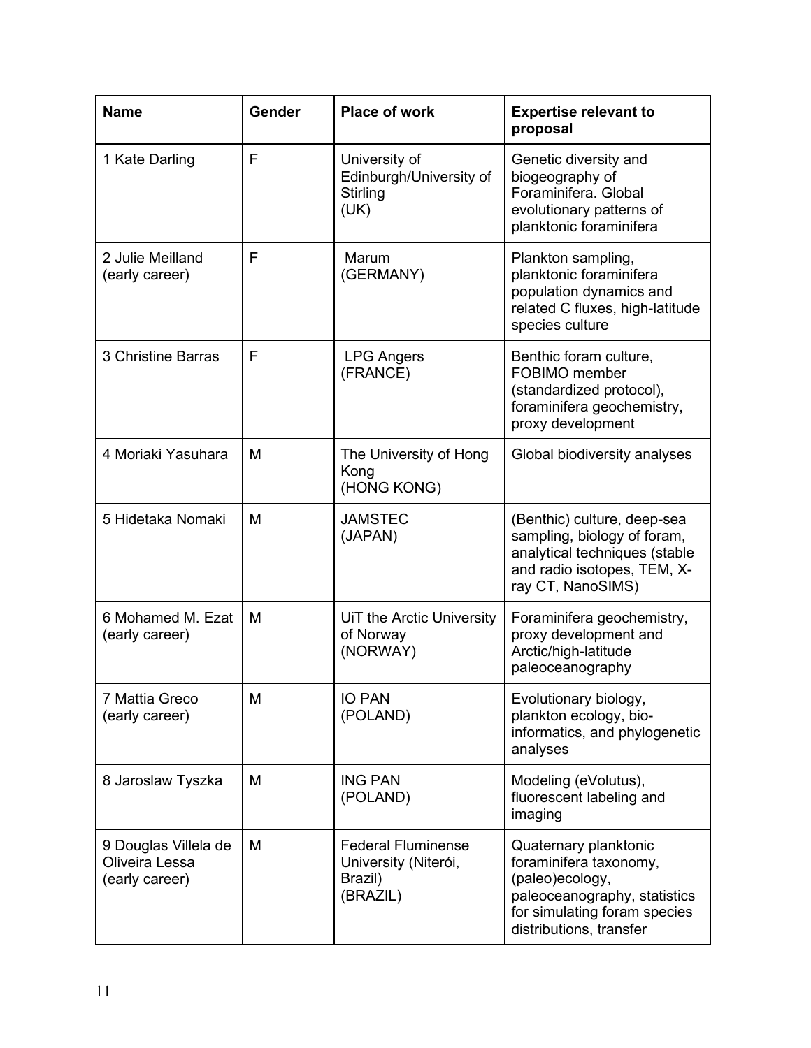| Name | Gender | Place of work | Expertise relevant to proposal |
|---|---|---|---|
| 1 Kate Darling | F | University of Edinburgh/University of Stirling (UK) | Genetic diversity and biogeography of Foraminifera. Global evolutionary patterns of planktonic foraminifera |
| 2 Julie Meilland (early career) | F | Marum (GERMANY) | Plankton sampling, planktonic foraminifera population dynamics and related C fluxes, high-latitude species culture |
| 3 Christine Barras | F | LPG Angers (FRANCE) | Benthic foram culture, FOBIMO member (standardized protocol), foraminifera geochemistry, proxy development |
| 4 Moriaki Yasuhara | M | The University of Hong Kong (HONG KONG) | Global biodiversity analyses |
| 5 Hidetaka Nomaki | M | JAMSTEC (JAPAN) | (Benthic) culture, deep-sea sampling, biology of foram, analytical techniques (stable and radio isotopes, TEM, X-ray CT, NanoSIMS) |
| 6 Mohamed M. Ezat (early career) | M | UiT the Arctic University of Norway (NORWAY) | Foraminifera geochemistry, proxy development and Arctic/high-latitude paleoceanography |
| 7 Mattia Greco (early career) | M | IO PAN (POLAND) | Evolutionary biology, plankton ecology, bio-informatics, and phylogenetic analyses |
| 8 Jaroslaw Tyszka | M | ING PAN (POLAND) | Modeling (eVolutus), fluorescent labeling and imaging |
| 9 Douglas Villela de Oliveira Lessa (early career) | M | Federal Fluminense University (Niterói, Brazil) (BRAZIL) | Quaternary planktonic foraminifera taxonomy, (paleo)ecology, paleoceanography, statistics for simulating foram species distributions, transfer |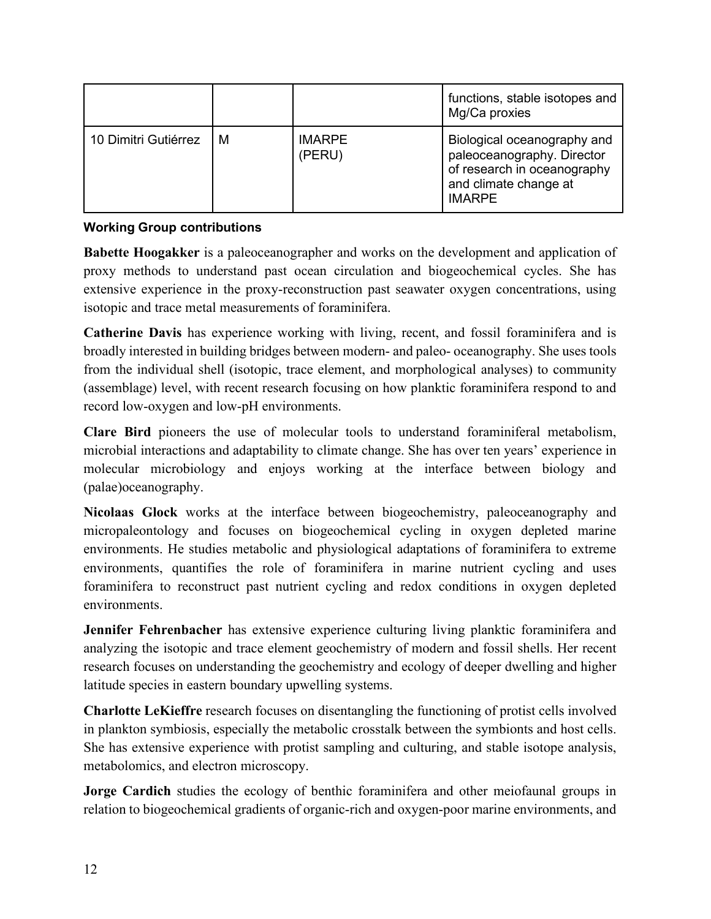| | | | |
|---|---|---|---|
| | | | functions, stable isotopes and Mg/Ca proxies |
| 10 Dimitri Gutiérrez | M | IMARPE (PERU) | Biological oceanography and paleoceanography. Director of research in oceanography and climate change at IMARPE |

**Working Group contributions**

**Babette Hoogakker** is a paleoceanographer and works on the development and application of proxy methods to understand past ocean circulation and biogeochemical cycles. She has extensive experience in the proxy-reconstruction past seawater oxygen concentrations, using isotopic and trace metal measurements of foraminifera.

**Catherine Davis** has experience working with living, recent, and fossil foraminifera and is broadly interested in building bridges between modern- and paleo- oceanography. She uses tools from the individual shell (isotopic, trace element, and morphological analyses) to community (assemblage) level, with recent research focusing on how planktic foraminifera respond to and record low-oxygen and low-pH environments.

**Clare Bird** pioneers the use of molecular tools to understand foraminiferal metabolism, microbial interactions and adaptability to climate change. She has over ten years' experience in molecular microbiology and enjoys working at the interface between biology and (palae)oceanography.

**Nicolaas Glock** works at the interface between biogeochemistry, paleoceanography and micropaleontology and focuses on biogeochemical cycling in oxygen depleted marine environments. He studies metabolic and physiological adaptations of foraminifera to extreme environments, quantifies the role of foraminifera in marine nutrient cycling and uses foraminifera to reconstruct past nutrient cycling and redox conditions in oxygen depleted environments.

**Jennifer Fehrenbacher** has extensive experience culturing living planktic foraminifera and analyzing the isotopic and trace element geochemistry of modern and fossil shells. Her recent research focuses on understanding the geochemistry and ecology of deeper dwelling and higher latitude species in eastern boundary upwelling systems.

**Charlotte LeKieffre** research focuses on disentangling the functioning of protist cells involved in plankton symbiosis, especially the metabolic crosstalk between the symbionts and host cells. She has extensive experience with protist sampling and culturing, and stable isotope analysis, metabolomics, and electron microscopy.

**Jorge Cardich** studies the ecology of benthic foraminifera and other meiofaunal groups in relation to biogeochemical gradients of organic-rich and oxygen-poor marine environments, and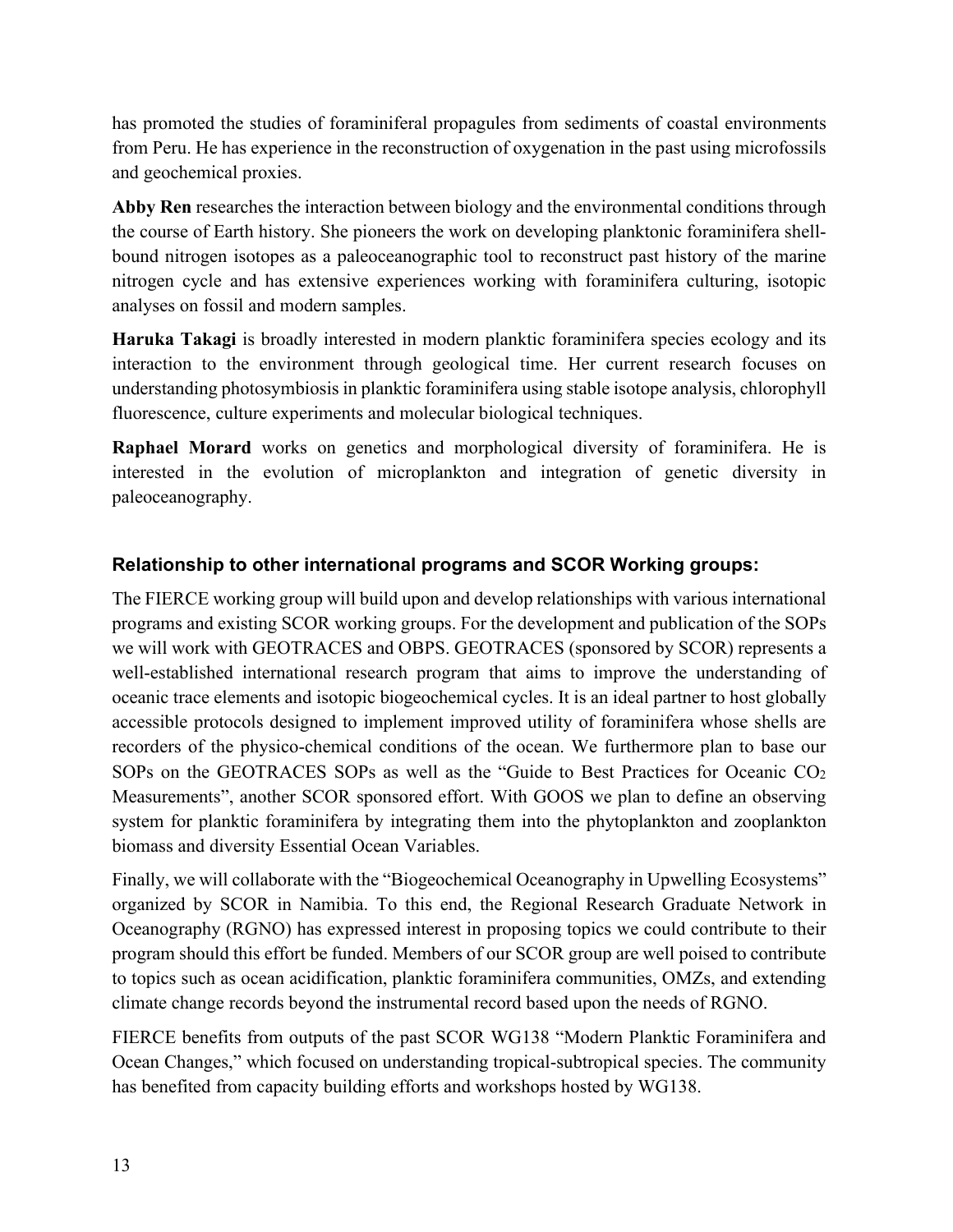has promoted the studies of foraminiferal propagules from sediments of coastal environments from Peru. He has experience in the reconstruction of oxygenation in the past using microfossils and geochemical proxies.

**Abby Ren** researches the interaction between biology and the environmental conditions through the course of Earth history. She pioneers the work on developing planktonic foraminifera shell-bound nitrogen isotopes as a paleoceanographic tool to reconstruct past history of the marine nitrogen cycle and has extensive experiences working with foraminifera culturing, isotopic analyses on fossil and modern samples.

**Haruka Takagi** is broadly interested in modern planktic foraminifera species ecology and its interaction to the environment through geological time. Her current research focuses on understanding photosymbiosis in planktic foraminifera using stable isotope analysis, chlorophyll fluorescence, culture experiments and molecular biological techniques.

**Raphael Morard** works on genetics and morphological diversity of foraminifera. He is interested in the evolution of microplankton and integration of genetic diversity in paleoceanography.

### Relationship to other international programs and SCOR Working groups:

The FIERCE working group will build upon and develop relationships with various international programs and existing SCOR working groups. For the development and publication of the SOPs we will work with GEOTRACES and OBPS. GEOTRACES (sponsored by SCOR) represents a well-established international research program that aims to improve the understanding of oceanic trace elements and isotopic biogeochemical cycles. It is an ideal partner to host globally accessible protocols designed to implement improved utility of foraminifera whose shells are recorders of the physico-chemical conditions of the ocean. We furthermore plan to base our SOPs on the GEOTRACES SOPs as well as the "Guide to Best Practices for Oceanic $CO_2$ Measurements", another SCOR sponsored effort. With GOOS we plan to define an observing system for planktic foraminifera by integrating them into the phytoplankton and zooplankton biomass and diversity Essential Ocean Variables.

Finally, we will collaborate with the "Biogeochemical Oceanography in Upwelling Ecosystems" organized by SCOR in Namibia. To this end, the Regional Research Graduate Network in Oceanography (RGNO) has expressed interest in proposing topics we could contribute to their program should this effort be funded. Members of our SCOR group are well poised to contribute to topics such as ocean acidification, planktic foraminifera communities, OMZs, and extending climate change records beyond the instrumental record based upon the needs of RGNO.

FIERCE benefits from outputs of the past SCOR WG138 "Modern Planktic Foraminifera and Ocean Changes," which focused on understanding tropical-subtropical species. The community has benefited from capacity building efforts and workshops hosted by WG138.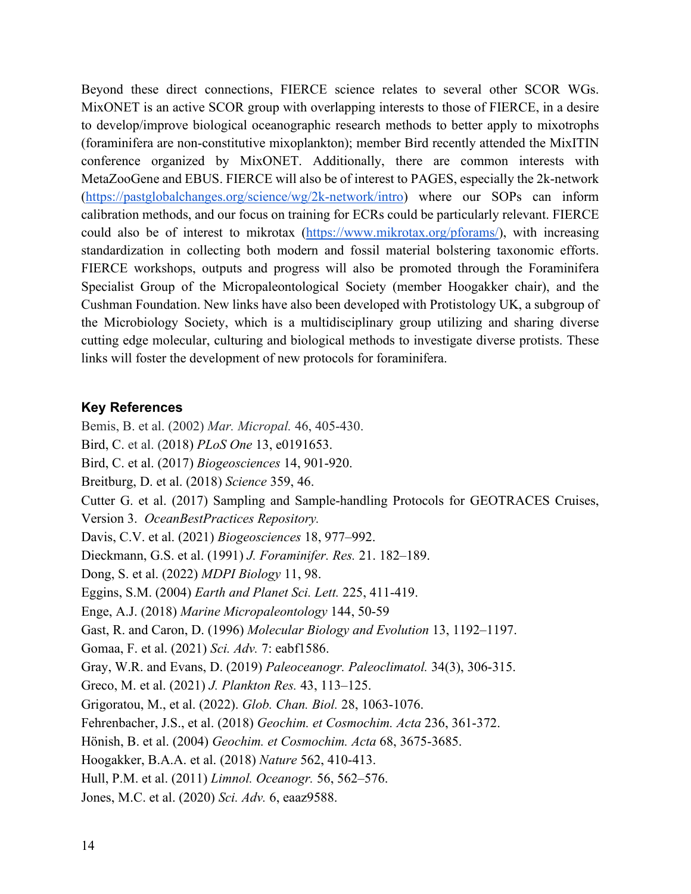Beyond these direct connections, FIERCE science relates to several other SCOR WGs. MixONET is an active SCOR group with overlapping interests to those of FIERCE, in a desire to develop/improve biological oceanographic research methods to better apply to mixotrophs (foraminifera are non-constitutive mixoplankton); member Bird recently attended the MixITIN conference organized by MixONET. Additionally, there are common interests with MetaZooGene and EBUS. FIERCE will also be of interest to PAGES, especially the 2k-network (https://pastglobalchanges.org/science/wg/2k-network/intro) where our SOPs can inform calibration methods, and our focus on training for ECRs could be particularly relevant. FIERCE could also be of interest to mikrotax (https://www.mikrotax.org/pforams/), with increasing standardization in collecting both modern and fossil material bolstering taxonomic efforts. FIERCE workshops, outputs and progress will also be promoted through the Foraminifera Specialist Group of the Micropaleontological Society (member Hoogakker chair), and the Cushman Foundation. New links have also been developed with Protistology UK, a subgroup of the Microbiology Society, which is a multidisciplinary group utilizing and sharing diverse cutting edge molecular, culturing and biological methods to investigate diverse protists. These links will foster the development of new protocols for foraminifera.

### Key References

Bemis, B. et al. (2002) *Mar. Micropal.* 46, 405-430.

Bird, C. et al. (2018) *PLoS One* 13, e0191653.

Bird, C. et al. (2017) *Biogeosciences* 14, 901-920.

Breitburg, D. et al. (2018) *Science* 359, 46.

Cutter G. et al. (2017) Sampling and Sample-handling Protocols for GEOTRACES Cruises, Version 3. *OceanBestPractices Repository.*

Davis, C.V. et al. (2021) *Biogeosciences* 18, 977–992.

Dieckmann, G.S. et al. (1991) *J. Foraminifer. Res.* 21. 182–189.

Dong, S. et al. (2022) *MDPI Biology* 11, 98.

Eggins, S.M. (2004) *Earth and Planet Sci. Lett.* 225, 411-419.

Enge, A.J. (2018) *Marine Micropaleontology* 144, 50-59

Gast, R. and Caron, D. (1996) *Molecular Biology and Evolution* 13, 1192–1197.

Gomaa, F. et al. (2021) *Sci. Adv.* 7: eabf1586.

Gray, W.R. and Evans, D. (2019) *Paleoceanogr. Paleoclimatol.* 34(3), 306-315.

Greco, M. et al. (2021) *J. Plankton Res.* 43, 113–125.

Grigoratou, M., et al. (2022). *Glob. Chan. Biol.* 28, 1063-1076.

Fehrenbacher, J.S., et al. (2018) *Geochim. et Cosmochim. Acta* 236, 361-372.

Hönish, B. et al. (2004) *Geochim. et Cosmochim. Acta* 68, 3675-3685.

Hoogakker, B.A.A. et al. (2018) *Nature* 562, 410-413.

Hull, P.M. et al. (2011) *Limnol. Oceanogr.* 56, 562–576.

Jones, M.C. et al. (2020) *Sci. Adv.* 6, eaaz9588.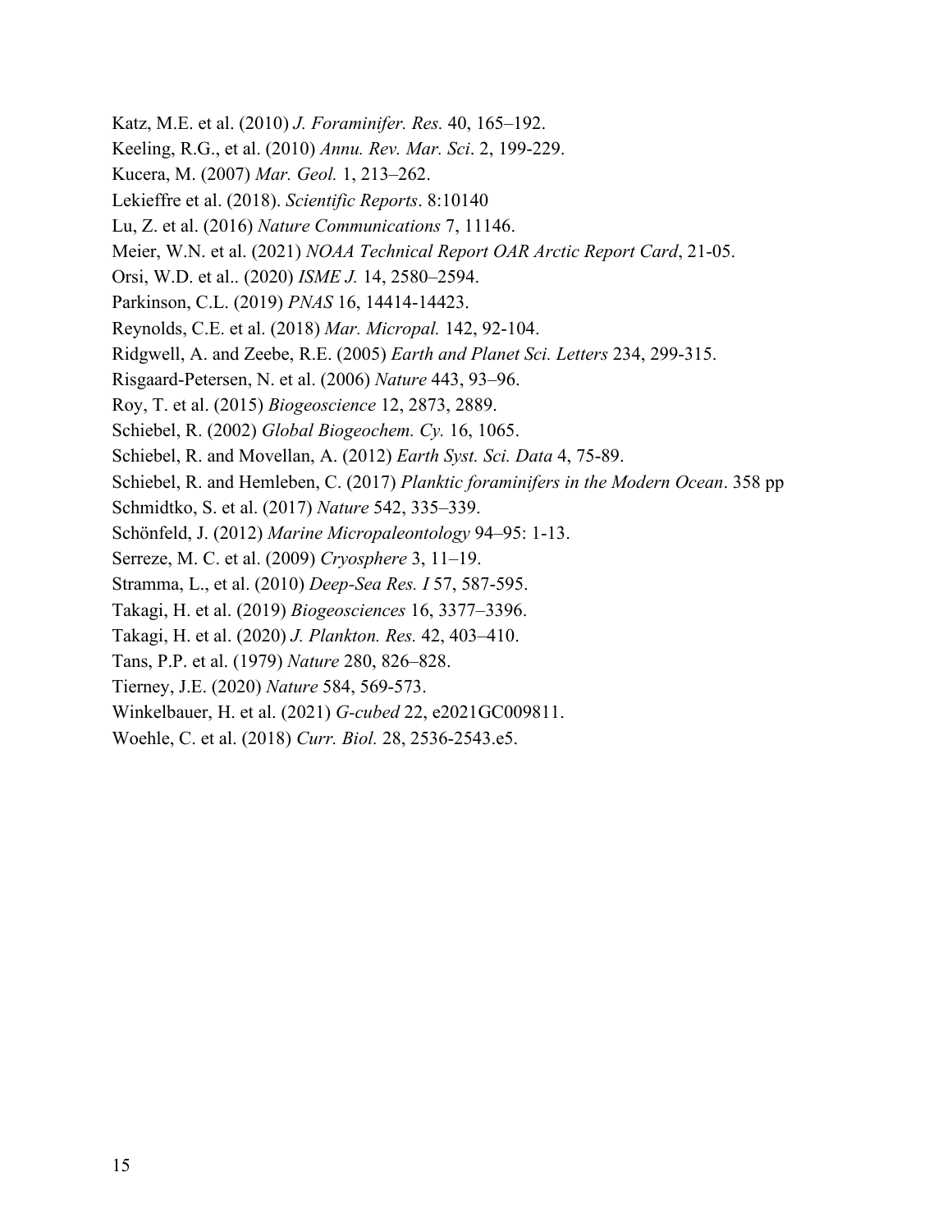Katz, M.E. et al. (2010) *J. Foraminifer. Res.* 40, 165–192.

Keeling, R.G., et al. (2010) *Annu. Rev. Mar. Sci*. 2, 199-229.

Kucera, M. (2007) *Mar. Geol.* 1, 213–262.

Lekieffre et al. (2018). *Scientific Reports*. 8:10140

Lu, Z. et al. (2016) *Nature Communications* 7, 11146.

Meier, W.N. et al. (2021) *NOAA Technical Report OAR Arctic Report Card*, 21-05.

Orsi, W.D. et al.. (2020) *ISME J.* 14, 2580–2594.

Parkinson, C.L. (2019) *PNAS* 16, 14414-14423.

Reynolds, C.E. et al. (2018) *Mar. Micropal.* 142, 92-104.

Ridgwell, A. and Zeebe, R.E. (2005) *Earth and Planet Sci. Letters* 234, 299-315.

Risgaard-Petersen, N. et al. (2006) *Nature* 443, 93–96.

Roy, T. et al. (2015) *Biogeoscience* 12, 2873, 2889.

Schiebel, R. (2002) *Global Biogeochem. Cy.* 16, 1065.

Schiebel, R. and Movellan, A. (2012) *Earth Syst. Sci. Data* 4, 75-89.

Schiebel, R. and Hemleben, C. (2017) *Planktic foraminifers in the Modern Ocean*. 358 pp

Schmidtko, S. et al. (2017) *Nature* 542, 335–339.

Schönfeld, J. (2012) *Marine Micropaleontology* 94–95: 1-13.

Serreze, M. C. et al. (2009) *Cryosphere* 3, 11–19.

Stramma, L., et al. (2010) *Deep-Sea Res. I* 57, 587-595.

Takagi, H. et al. (2019) *Biogeosciences* 16, 3377–3396.

Takagi, H. et al. (2020) *J. Plankton. Res.* 42, 403–410.

Tans, P.P. et al. (1979) *Nature* 280, 826–828.

Tierney, J.E. (2020) *Nature* 584, 569-573.

Winkelbauer, H. et al. (2021) *G-cubed* 22, e2021GC009811.

Woehle, C. et al. (2018) *Curr. Biol.* 28, 2536-2543.e5.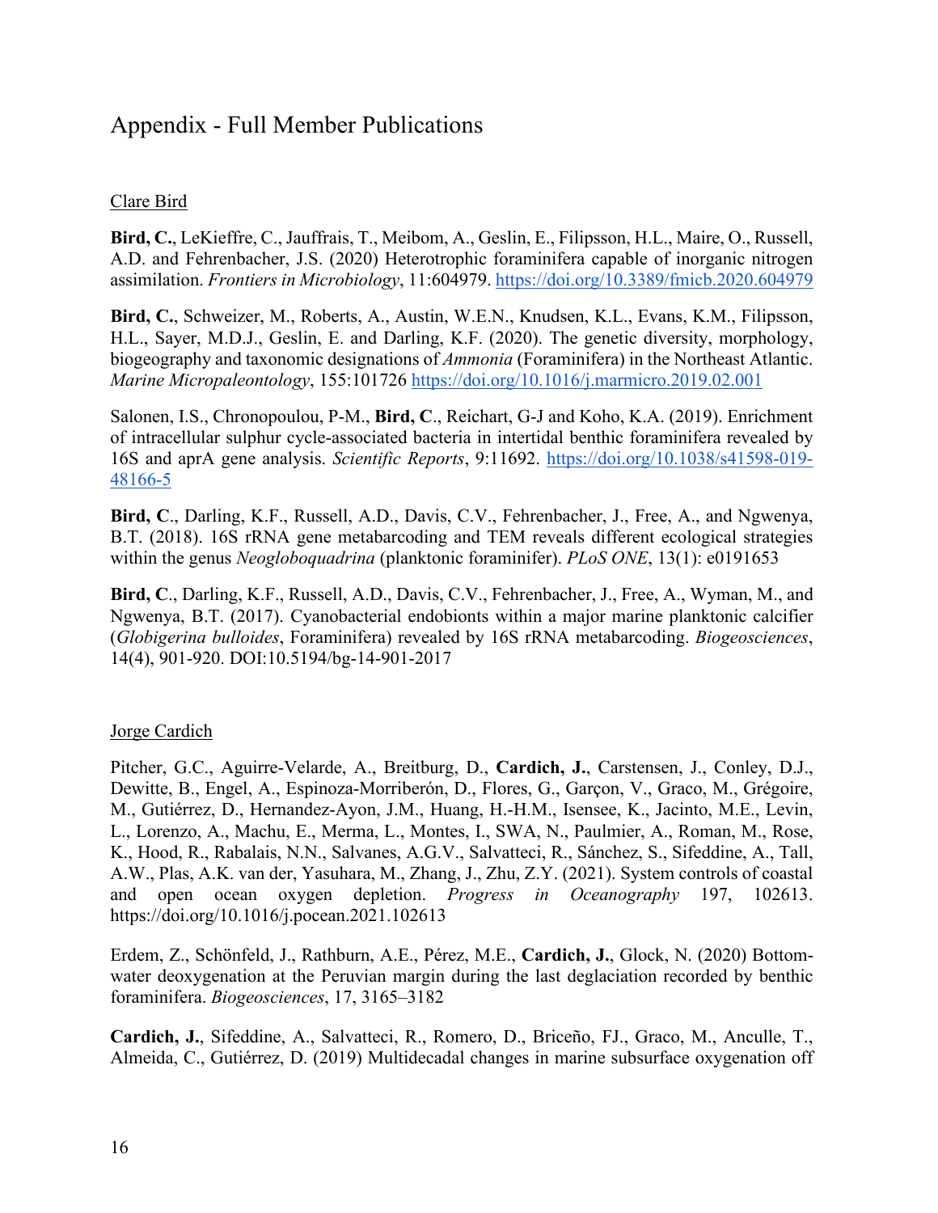# Appendix - Full Member Publications

Clare Bird

**Bird, C.**, LeKieffre, C., Jauffrais, T., Meibom, A., Geslin, E., Filipsson, H.L., Maire, O., Russell, A.D. and Fehrenbacher, J.S. (2020) Heterotrophic foraminifera capable of inorganic nitrogen assimilation. *Frontiers in Microbiology*, 11:604979. https://doi.org/10.3389/fmicb.2020.604979

**Bird, C.**, Schweizer, M., Roberts, A., Austin, W.E.N., Knudsen, K.L., Evans, K.M., Filipsson, H.L., Sayer, M.D.J., Geslin, E. and Darling, K.F. (2020). The genetic diversity, morphology, biogeography and taxonomic designations of *Ammonia* (Foraminifera) in the Northeast Atlantic. *Marine Micropaleontology*, 155:101726 https://doi.org/10.1016/j.marmicro.2019.02.001

Salonen, I.S., Chronopoulou, P-M., **Bird, C**., Reichart, G-J and Koho, K.A. (2019). Enrichment of intracellular sulphur cycle-associated bacteria in intertidal benthic foraminifera revealed by 16S and aprA gene analysis. *Scientific Reports*, 9:11692. https://doi.org/10.1038/s41598-019-48166-5

**Bird, C**., Darling, K.F., Russell, A.D., Davis, C.V., Fehrenbacher, J., Free, A., and Ngwenya, B.T. (2018). 16S rRNA gene metabarcoding and TEM reveals different ecological strategies within the genus *Neogloboquadrina* (planktonic foraminifer). *PLoS ONE*, 13(1): e0191653

**Bird, C**., Darling, K.F., Russell, A.D., Davis, C.V., Fehrenbacher, J., Free, A., Wyman, M., and Ngwenya, B.T. (2017). Cyanobacterial endobionts within a major marine planktonic calcifier (*Globigerina bulloides*, Foraminifera) revealed by 16S rRNA metabarcoding. *Biogeosciences*, 14(4), 901-920. DOI:10.5194/bg-14-901-2017

Jorge Cardich

Pitcher, G.C., Aguirre-Velarde, A., Breitburg, D., **Cardich, J.**, Carstensen, J., Conley, D.J., Dewitte, B., Engel, A., Espinoza-Morriberón, D., Flores, G., Garçon, V., Graco, M., Grégoire, M., Gutiérrez, D., Hernandez-Ayon, J.M., Huang, H.-H.M., Isensee, K., Jacinto, M.E., Levin, L., Lorenzo, A., Machu, E., Merma, L., Montes, I., SWA, N., Paulmier, A., Roman, M., Rose, K., Hood, R., Rabalais, N.N., Salvanes, A.G.V., Salvatteci, R., Sánchez, S., Sifeddine, A., Tall, A.W., Plas, A.K. van der, Yasuhara, M., Zhang, J., Zhu, Z.Y. (2021). System controls of coastal and open ocean oxygen depletion. *Progress in Oceanography* 197, 102613. https://doi.org/10.1016/j.pocean.2021.102613

Erdem, Z., Schönfeld, J., Rathburn, A.E., Pérez, M.E., **Cardich, J.**, Glock, N. (2020) Bottom-water deoxygenation at the Peruvian margin during the last deglaciation recorded by benthic foraminifera. *Biogeosciences*, 17, 3165–3182

**Cardich, J.**, Sifeddine, A., Salvatteci, R., Romero, D., Briceño, FJ., Graco, M., Anculle, T., Almeida, C., Gutiérrez, D. (2019) Multidecadal changes in marine subsurface oxygenation off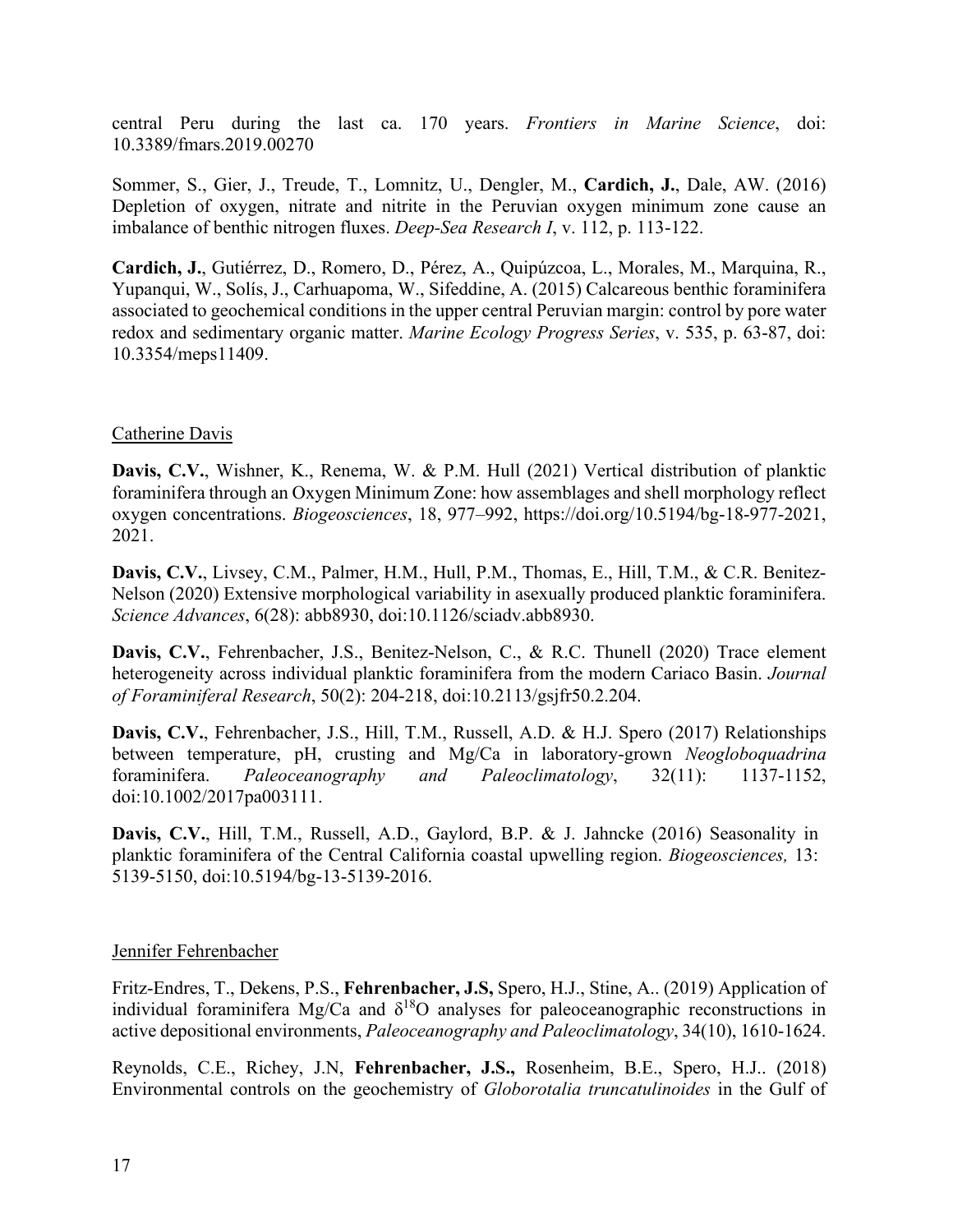central Peru during the last ca. 170 years. *Frontiers in Marine Science*, doi: 10.3389/fmars.2019.00270

Sommer, S., Gier, J., Treude, T., Lomnitz, U., Dengler, M., **Cardich, J.**, Dale, AW. (2016) Depletion of oxygen, nitrate and nitrite in the Peruvian oxygen minimum zone cause an imbalance of benthic nitrogen fluxes. *Deep-Sea Research I*, v. 112, p. 113-122.

**Cardich, J.**, Gutiérrez, D., Romero, D., Pérez, A., Quipúzcoa, L., Morales, M., Marquina, R., Yupanqui, W., Solís, J., Carhuapoma, W., Sifeddine, A. (2015) Calcareous benthic foraminifera associated to geochemical conditions in the upper central Peruvian margin: control by pore water redox and sedimentary organic matter. *Marine Ecology Progress Series*, v. 535, p. 63-87, doi: 10.3354/meps11409.

Catherine Davis

**Davis, C.V.**, Wishner, K., Renema, W. & P.M. Hull (2021) Vertical distribution of planktic foraminifera through an Oxygen Minimum Zone: how assemblages and shell morphology reflect oxygen concentrations. *Biogeosciences*, 18, 977–992, https://doi.org/10.5194/bg-18-977-2021, 2021.

**Davis, C.V.**, Livsey, C.M., Palmer, H.M., Hull, P.M., Thomas, E., Hill, T.M., & C.R. Benitez-Nelson (2020) Extensive morphological variability in asexually produced planktic foraminifera. *Science Advances*, 6(28): abb8930, doi:10.1126/sciadv.abb8930.

**Davis, C.V.**, Fehrenbacher, J.S., Benitez-Nelson, C., & R.C. Thunell (2020) Trace element heterogeneity across individual planktic foraminifera from the modern Cariaco Basin. *Journal of Foraminiferal Research*, 50(2): 204-218, doi:10.2113/gsjfr50.2.204.

**Davis, C.V.**, Fehrenbacher, J.S., Hill, T.M., Russell, A.D. & H.J. Spero (2017) Relationships between temperature, pH, crusting and Mg/Ca in laboratory-grown *Neogloboquadrina* foraminifera. *Paleoceanography and Paleoclimatology*, 32(11): 1137-1152, doi:10.1002/2017pa003111.

**Davis, C.V.**, Hill, T.M., Russell, A.D., Gaylord, B.P. & J. Jahncke (2016) Seasonality in planktic foraminifera of the Central California coastal upwelling region. *Biogeosciences,* 13: 5139-5150, doi:10.5194/bg-13-5139-2016.

Jennifer Fehrenbacher

Fritz-Endres, T., Dekens, P.S., **Fehrenbacher, J.S,** Spero, H.J., Stine, A.. (2019) Application of individual foraminifera Mg/Ca and $\delta^{18}O$ analyses for paleoceanographic reconstructions in active depositional environments, *Paleoceanography and Paleoclimatology*, 34(10), 1610-1624.

Reynolds, C.E., Richey, J.N, **Fehrenbacher, J.S.,** Rosenheim, B.E., Spero, H.J.. (2018) Environmental controls on the geochemistry of *Globorotalia truncatulinoides* in the Gulf of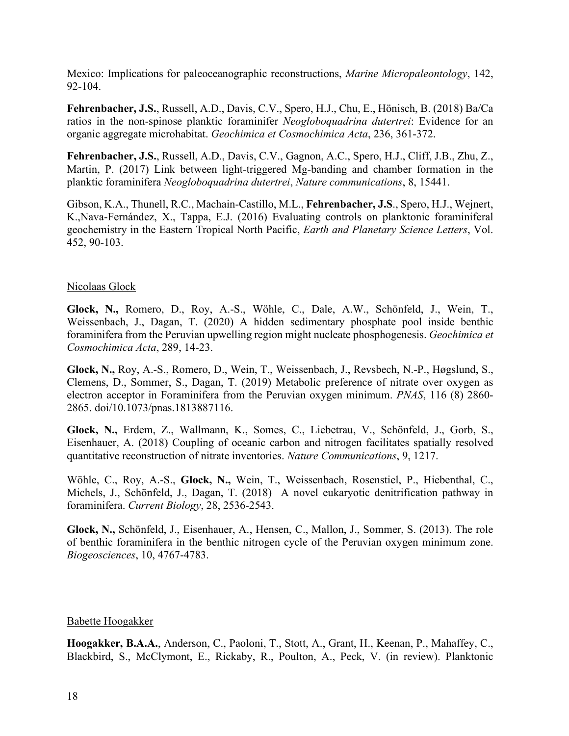Mexico: Implications for paleoceanographic reconstructions, *Marine Micropaleontology*, 142, 92-104.

**Fehrenbacher, J.S.**, Russell, A.D., Davis, C.V., Spero, H.J., Chu, E., Hönisch, B. (2018) Ba/Ca ratios in the non-spinose planktic foraminifer *Neogloboquadrina dutertrei*: Evidence for an organic aggregate microhabitat. *Geochimica et Cosmochimica Acta*, 236, 361-372.

**Fehrenbacher, J.S.**, Russell, A.D., Davis, C.V., Gagnon, A.C., Spero, H.J., Cliff, J.B., Zhu, Z., Martin, P. (2017) Link between light-triggered Mg-banding and chamber formation in the planktic foraminifera *Neogloboquadrina dutertrei*, *Nature communications*, 8, 15441.

Gibson, K.A., Thunell, R.C., Machain-Castillo, M.L., **Fehrenbacher, J.S**., Spero, H.J., Wejnert, K.,Nava-Fernández, X., Tappa, E.J. (2016) Evaluating controls on planktonic foraminiferal geochemistry in the Eastern Tropical North Pacific, *Earth and Planetary Science Letters*, Vol. 452, 90-103.

<u>Nicolaas Glock</u>

**Glock, N.,** Romero, D., Roy, A.-S., Wöhle, C., Dale, A.W., Schönfeld, J., Wein, T., Weissenbach, J., Dagan, T. (2020) A hidden sedimentary phosphate pool inside benthic foraminifera from the Peruvian upwelling region might nucleate phosphogenesis. *Geochimica et Cosmochimica Acta*, 289, 14-23.

**Glock, N.,** Roy, A.-S., Romero, D., Wein, T., Weissenbach, J., Revsbech, N.-P., Høgslund, S., Clemens, D., Sommer, S., Dagan, T. (2019) Metabolic preference of nitrate over oxygen as electron acceptor in Foraminifera from the Peruvian oxygen minimum. *PNAS*, 116 (8) 2860-2865. doi/10.1073/pnas.1813887116.

**Glock, N.,** Erdem, Z., Wallmann, K., Somes, C., Liebetrau, V., Schönfeld, J., Gorb, S., Eisenhauer, A. (2018) Coupling of oceanic carbon and nitrogen facilitates spatially resolved quantitative reconstruction of nitrate inventories. *Nature Communications*, 9, 1217.

Wöhle, C., Roy, A.-S., **Glock, N.,** Wein, T., Weissenbach, Rosenstiel, P., Hiebenthal, C., Michels, J., Schönfeld, J., Dagan, T. (2018) A novel eukaryotic denitrification pathway in foraminifera. *Current Biology*, 28, 2536-2543.

**Glock, N.,** Schönfeld, J., Eisenhauer, A., Hensen, C., Mallon, J., Sommer, S. (2013). The role of benthic foraminifera in the benthic nitrogen cycle of the Peruvian oxygen minimum zone. *Biogeosciences*, 10, 4767-4783.

<u>Babette Hoogakker</u>

**Hoogakker, B.A.A.**, Anderson, C., Paoloni, T., Stott, A., Grant, H., Keenan, P., Mahaffey, C., Blackbird, S., McClymont, E., Rickaby, R., Poulton, A., Peck, V. (in review). Planktonic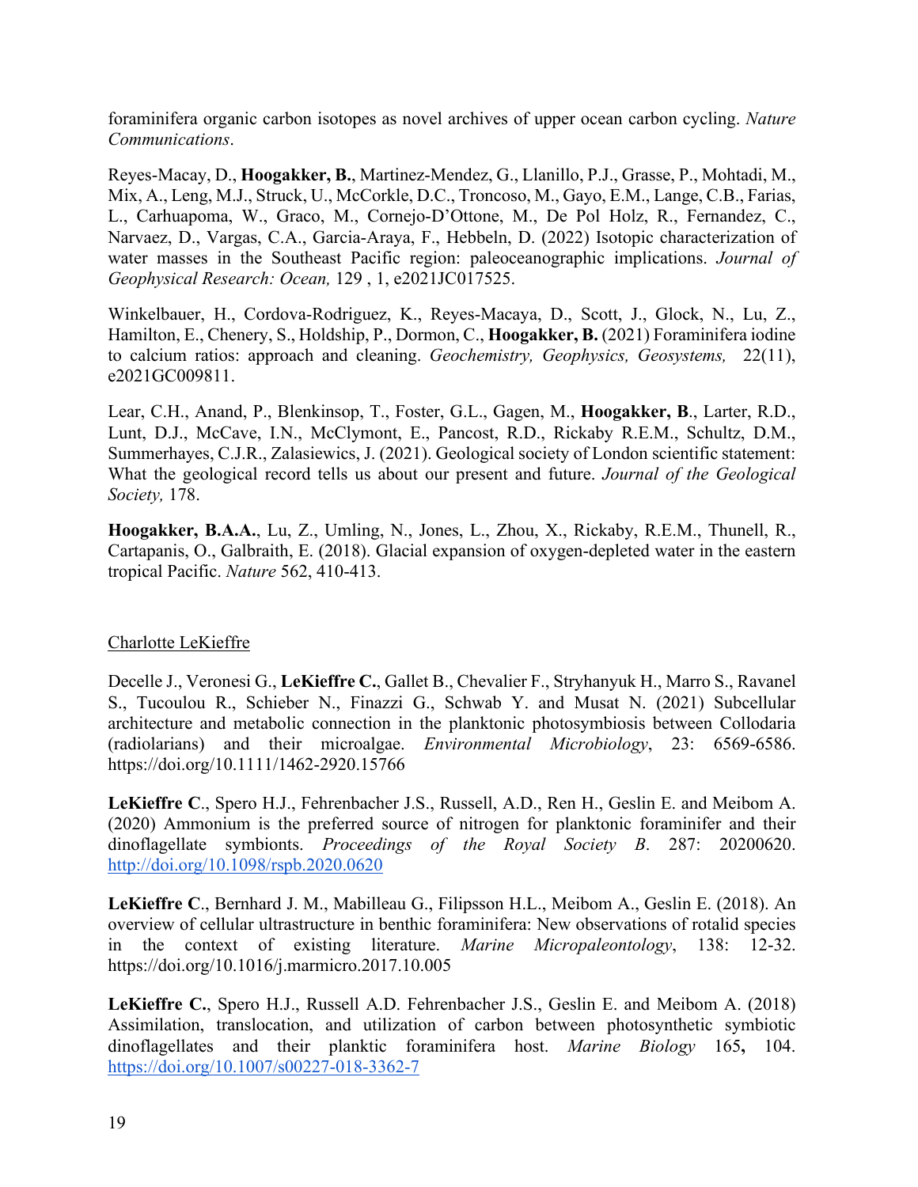foraminifera organic carbon isotopes as novel archives of upper ocean carbon cycling. *Nature Communications*.

Reyes-Macay, D., **Hoogakker, B.**, Martinez-Mendez, G., Llanillo, P.J., Grasse, P., Mohtadi, M., Mix, A., Leng, M.J., Struck, U., McCorkle, D.C., Troncoso, M., Gayo, E.M., Lange, C.B., Farias, L., Carhuapoma, W., Graco, M., Cornejo-D'Ottone, M., De Pol Holz, R., Fernandez, C., Narvaez, D., Vargas, C.A., Garcia-Araya, F., Hebbeln, D. (2022) Isotopic characterization of water masses in the Southeast Pacific region: paleoceanographic implications. *Journal of Geophysical Research: Ocean,* 129 , 1, e2021JC017525.

Winkelbauer, H., Cordova-Rodriguez, K., Reyes-Macaya, D., Scott, J., Glock, N., Lu, Z., Hamilton, E., Chenery, S., Holdship, P., Dormon, C., **Hoogakker, B.** (2021) Foraminifera iodine to calcium ratios: approach and cleaning. *Geochemistry, Geophysics, Geosystems,* 22(11), e2021GC009811.

Lear, C.H., Anand, P., Blenkinsop, T., Foster, G.L., Gagen, M., **Hoogakker, B**., Larter, R.D., Lunt, D.J., McCave, I.N., McClymont, E., Pancost, R.D., Rickaby R.E.M., Schultz, D.M., Summerhayes, C.J.R., Zalasiewics, J. (2021). Geological society of London scientific statement: What the geological record tells us about our present and future. *Journal of the Geological Society,* 178.

**Hoogakker, B.A.A.**, Lu, Z., Umling, N., Jones, L., Zhou, X., Rickaby, R.E.M., Thunell, R., Cartapanis, O., Galbraith, E. (2018). Glacial expansion of oxygen-depleted water in the eastern tropical Pacific. *Nature* 562, 410-413.

Charlotte LeKieffre

Decelle J., Veronesi G., **LeKieffre C.**, Gallet B., Chevalier F., Stryhanyuk H., Marro S., Ravanel S., Tucoulou R., Schieber N., Finazzi G., Schwab Y. and Musat N. (2021) Subcellular architecture and metabolic connection in the planktonic photosymbiosis between Collodaria (radiolarians) and their microalgae. *Environmental Microbiology*, 23: 6569-6586. https://doi.org/10.1111/1462-2920.15766

**LeKieffre C**., Spero H.J., Fehrenbacher J.S., Russell, A.D., Ren H., Geslin E. and Meibom A. (2020) Ammonium is the preferred source of nitrogen for planktonic foraminifer and their dinoflagellate symbionts. *Proceedings of the Royal Society B*. 287: 20200620. http://doi.org/10.1098/rspb.2020.0620

**LeKieffre C**., Bernhard J. M., Mabilleau G., Filipsson H.L., Meibom A., Geslin E. (2018). An overview of cellular ultrastructure in benthic foraminifera: New observations of rotalid species in the context of existing literature. *Marine Micropaleontology*, 138: 12-32. https://doi.org/10.1016/j.marmicro.2017.10.005

**LeKieffre C.**, Spero H.J., Russell A.D. Fehrenbacher J.S., Geslin E. and Meibom A. (2018) Assimilation, translocation, and utilization of carbon between photosynthetic symbiotic dinoflagellates and their planktic foraminifera host. *Marine Biology* 165**,** 104. https://doi.org/10.1007/s00227-018-3362-7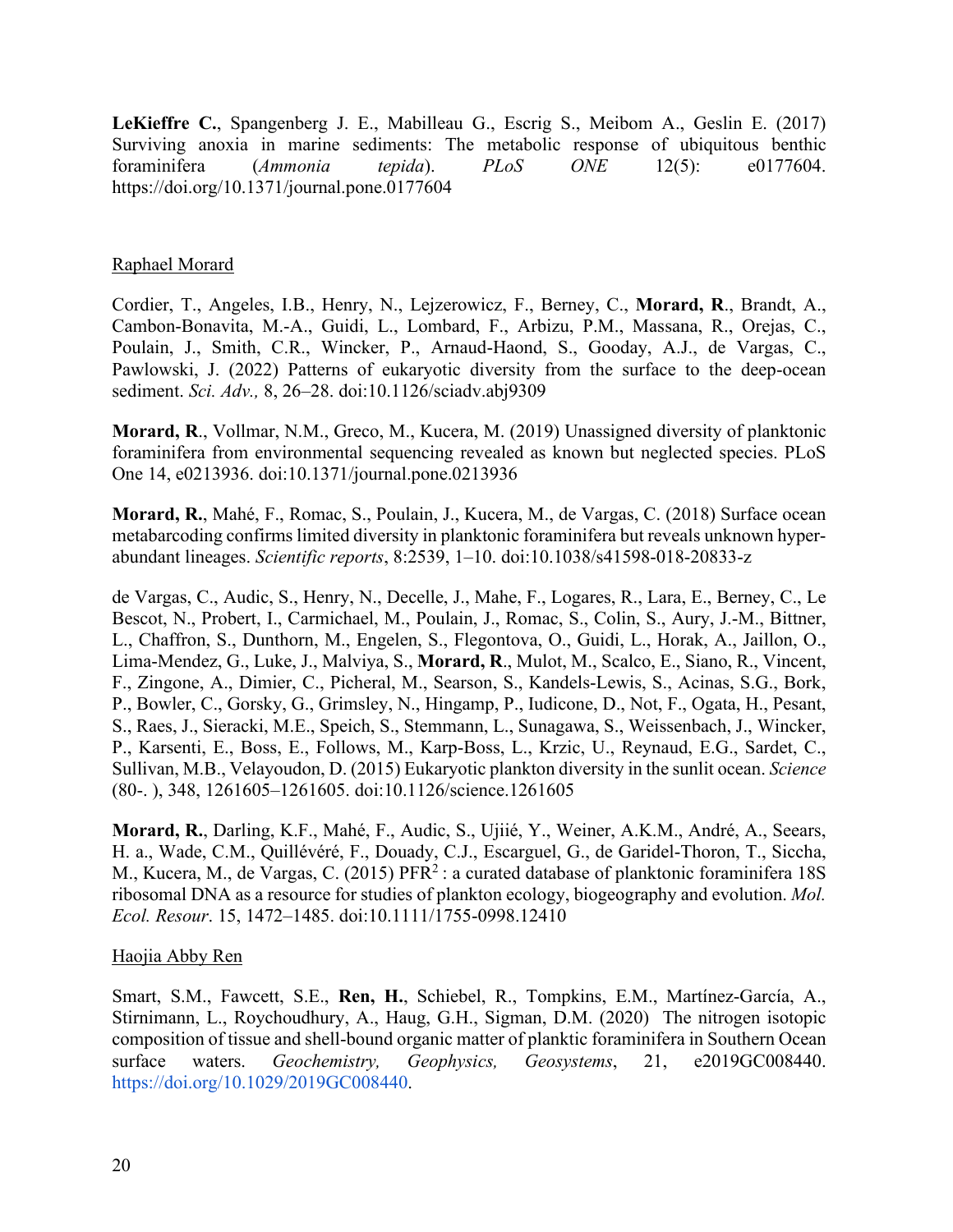**LeKieffre C.**, Spangenberg J. E., Mabilleau G., Escrig S., Meibom A., Geslin E. (2017) Surviving anoxia in marine sediments: The metabolic response of ubiquitous benthic foraminifera (*Ammonia tepida*). *PLoS ONE* 12(5): e0177604. https://doi.org/10.1371/journal.pone.0177604

Raphael Morard

Cordier, T., Angeles, I.B., Henry, N., Lejzerowicz, F., Berney, C., **Morard, R**., Brandt, A., Cambon-Bonavita, M.-A., Guidi, L., Lombard, F., Arbizu, P.M., Massana, R., Orejas, C., Poulain, J., Smith, C.R., Wincker, P., Arnaud-Haond, S., Gooday, A.J., de Vargas, C., Pawlowski, J. (2022) Patterns of eukaryotic diversity from the surface to the deep-ocean sediment. *Sci. Adv.,* 8, 26–28. doi:10.1126/sciadv.abj9309

**Morard, R**., Vollmar, N.M., Greco, M., Kucera, M. (2019) Unassigned diversity of planktonic foraminifera from environmental sequencing revealed as known but neglected species. PLoS One 14, e0213936. doi:10.1371/journal.pone.0213936

**Morard, R.**, Mahé, F., Romac, S., Poulain, J., Kucera, M., de Vargas, C. (2018) Surface ocean metabarcoding confirms limited diversity in planktonic foraminifera but reveals unknown hyper-abundant lineages. *Scientific reports*, 8:2539, 1–10. doi:10.1038/s41598-018-20833-z

de Vargas, C., Audic, S., Henry, N., Decelle, J., Mahe, F., Logares, R., Lara, E., Berney, C., Le Bescot, N., Probert, I., Carmichael, M., Poulain, J., Romac, S., Colin, S., Aury, J.-M., Bittner, L., Chaffron, S., Dunthorn, M., Engelen, S., Flegontova, O., Guidi, L., Horak, A., Jaillon, O., Lima-Mendez, G., Luke, J., Malviya, S., **Morard, R**., Mulot, M., Scalco, E., Siano, R., Vincent, F., Zingone, A., Dimier, C., Picheral, M., Searson, S., Kandels-Lewis, S., Acinas, S.G., Bork, P., Bowler, C., Gorsky, G., Grimsley, N., Hingamp, P., Iudicone, D., Not, F., Ogata, H., Pesant, S., Raes, J., Sieracki, M.E., Speich, S., Stemmann, L., Sunagawa, S., Weissenbach, J., Wincker, P., Karsenti, E., Boss, E., Follows, M., Karp-Boss, L., Krzic, U., Reynaud, E.G., Sardet, C., Sullivan, M.B., Velayoudon, D. (2015) Eukaryotic plankton diversity in the sunlit ocean. *Science* (80-. ), 348, 1261605–1261605. doi:10.1126/science.1261605

**Morard, R.**, Darling, K.F., Mahé, F., Audic, S., Ujiié, Y., Weiner, A.K.M., André, A., Seears, H. a., Wade, C.M., Quillévéré, F., Douady, C.J., Escarguel, G., de Garidel-Thoron, T., Siccha, M., Kucera, M., de Vargas, C. (2015) $PFR^2$ : a curated database of planktonic foraminifera 18S ribosomal DNA as a resource for studies of plankton ecology, biogeography and evolution. *Mol. Ecol. Resour*. 15, 1472–1485. doi:10.1111/1755-0998.12410

Haojia Abby Ren

Smart, S.M., Fawcett, S.E., **Ren, H.**, Schiebel, R., Tompkins, E.M., Martínez-García, A., Stirnimann, L., Roychoudhury, A., Haug, G.H., Sigman, D.M. (2020) The nitrogen isotopic composition of tissue and shell-bound organic matter of planktic foraminifera in Southern Ocean surface waters. *Geochemistry, Geophysics, Geosystems*, 21, e2019GC008440. https://doi.org/10.1029/2019GC008440.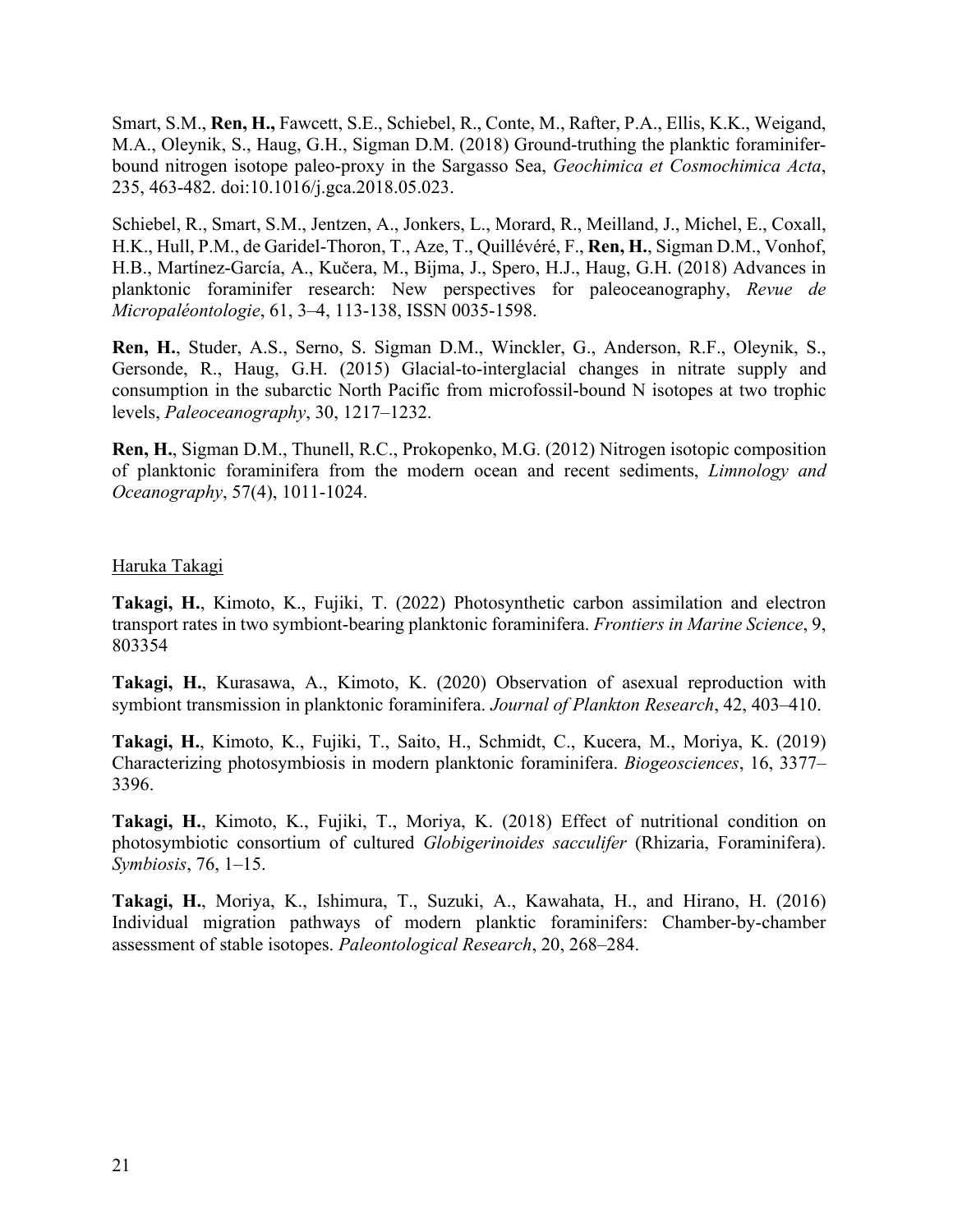Smart, S.M., **Ren, H.,** Fawcett, S.E., Schiebel, R., Conte, M., Rafter, P.A., Ellis, K.K., Weigand, M.A., Oleynik, S., Haug, G.H., Sigman D.M. (2018) Ground-truthing the planktic foraminifer-bound nitrogen isotope paleo-proxy in the Sargasso Sea, *Geochimica et Cosmochimica Acta*, 235, 463-482. doi:10.1016/j.gca.2018.05.023.

Schiebel, R., Smart, S.M., Jentzen, A., Jonkers, L., Morard, R., Meilland, J., Michel, E., Coxall, H.K., Hull, P.M., de Garidel-Thoron, T., Aze, T., Quillévéré, F., **Ren, H.**, Sigman D.M., Vonhof, H.B., Martínez-García, A., Kučera, M., Bijma, J., Spero, H.J., Haug, G.H. (2018) Advances in planktonic foraminifer research: New perspectives for paleoceanography, *Revue de Micropaléontologie*, 61, 3–4, 113-138, ISSN 0035-1598.

**Ren, H.**, Studer, A.S., Serno, S. Sigman D.M., Winckler, G., Anderson, R.F., Oleynik, S., Gersonde, R., Haug, G.H. (2015) Glacial-to-interglacial changes in nitrate supply and consumption in the subarctic North Pacific from microfossil-bound N isotopes at two trophic levels, *Paleoceanography*, 30, 1217–1232.

**Ren, H.**, Sigman D.M., Thunell, R.C., Prokopenko, M.G. (2012) Nitrogen isotopic composition of planktonic foraminifera from the modern ocean and recent sediments, *Limnology and Oceanography*, 57(4), 1011-1024.

Haruka Takagi

**Takagi, H.**, Kimoto, K., Fujiki, T. (2022) Photosynthetic carbon assimilation and electron transport rates in two symbiont-bearing planktonic foraminifera. *Frontiers in Marine Science*, 9, 803354

**Takagi, H.**, Kurasawa, A., Kimoto, K. (2020) Observation of asexual reproduction with symbiont transmission in planktonic foraminifera. *Journal of Plankton Research*, 42, 403–410.

**Takagi, H.**, Kimoto, K., Fujiki, T., Saito, H., Schmidt, C., Kucera, M., Moriya, K. (2019) Characterizing photosymbiosis in modern planktonic foraminifera. *Biogeosciences*, 16, 3377–3396.

**Takagi, H.**, Kimoto, K., Fujiki, T., Moriya, K. (2018) Effect of nutritional condition on photosymbiotic consortium of cultured *Globigerinoides sacculifer* (Rhizaria, Foraminifera). *Symbiosis*, 76, 1–15.

**Takagi, H.**, Moriya, K., Ishimura, T., Suzuki, A., Kawahata, H., and Hirano, H. (2016) Individual migration pathways of modern planktic foraminifers: Chamber-by-chamber assessment of stable isotopes. *Paleontological Research*, 20, 268–284.